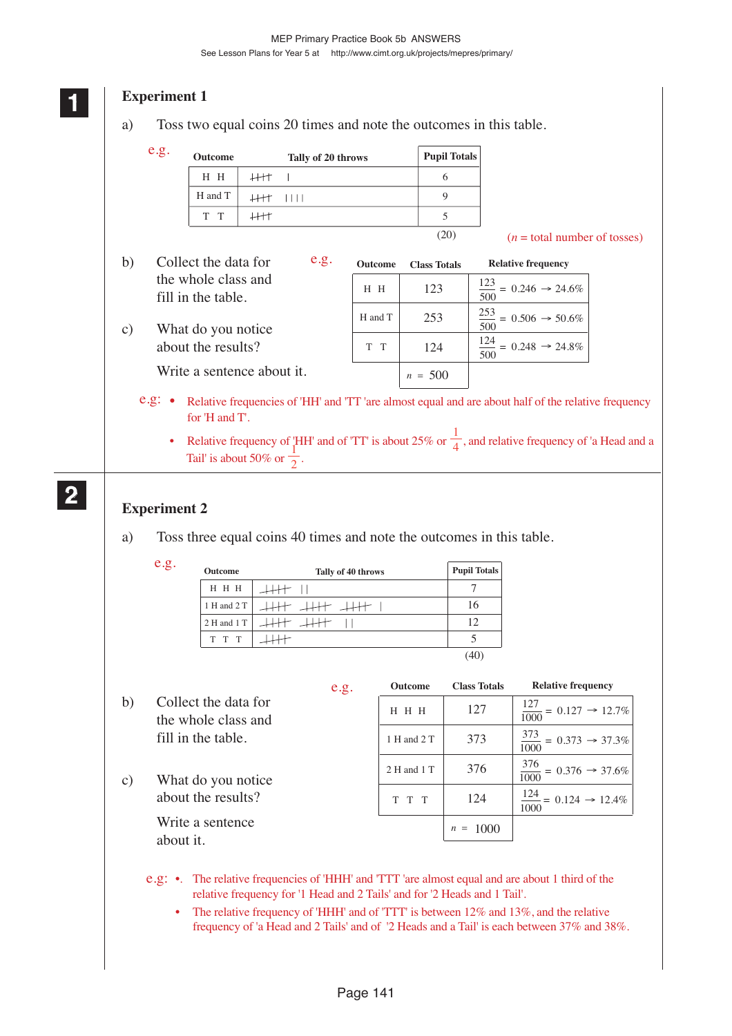**1**

## Experiment 1

a) Toss two equal coins 20 times and note the outcomes in this table.

e.g.

| Outcome | Tally of 20 throws | Pupil Totals |
|---|---|---|
| H H | ~~IIII~~ I | 6 |
| H and T | ~~IIII~~ IIII | 9 |
| T T | ~~IIII~~ | 5 |
| | | (20) |

($n$ = total number of tosses)

b) Collect the data for the whole class and fill in the table.

c) What do you notice about the results?

Write a sentence about it.

e.g.

| Outcome | Class Totals | Relative frequency |
|---|---|---|
| H H | 123 | $\frac{123}{500} = 0.246 \rightarrow 24.6\%$ |
| H and T | 253 | $\frac{253}{500} = 0.506 \rightarrow 50.6\%$ |
| T T | 124 | $\frac{124}{500} = 0.248 \rightarrow 24.8\%$ |
| | $n = 500$ | |

e.g:
- Relative frequencies of 'HH' and 'TT 'are almost equal and are about half of the relative frequency for 'H and T'.
- Relative frequency of 'HH' and of 'TT' is about 25% or $\frac{1}{4}$, and relative frequency of 'a Head and a Tail' is about 50% or $\frac{1}{2}$.

**2**

## Experiment 2

a) Toss three equal coins 40 times and note the outcomes in this table.

e.g.

| Outcome | Tally of 40 throws | Pupil Totals |
|---|---|---|
| H H H | ~~IIII~~ II | 7 |
| 1 H and 2 T | ~~IIII~~ ~~IIII~~ ~~IIII~~ I | 16 |
| 2 H and 1 T | ~~IIII~~ ~~IIII~~ II | 12 |
| T T T | ~~IIII~~ | 5 |
| | | (40) |

b) Collect the data for the whole class and fill in the table.

c) What do you notice about the results?

Write a sentence about it.

e.g.

| Outcome | Class Totals | Relative frequency |
|---|---|---|
| H H H | 127 | $\frac{127}{1000} = 0.127 \rightarrow 12.7\%$ |
| 1 H and 2 T | 373 | $\frac{373}{1000} = 0.373 \rightarrow 37.3\%$ |
| 2 H and 1 T | 376 | $\frac{376}{1000} = 0.376 \rightarrow 37.6\%$ |
| T T T | 124 | $\frac{124}{1000} = 0.124 \rightarrow 12.4\%$ |
| | $n = 1000$ | |

e.g:
- The relative frequencies of 'HHH' and 'TTT 'are almost equal and are about 1 third of the relative frequency for '1 Head and 2 Tails' and for '2 Heads and 1 Tail'.
- The relative frequency of 'HHH' and of 'TTT' is between 12% and 13%, and the relative frequency of 'a Head and 2 Tails' and of '2 Heads and a Tail' is each between 37% and 38%.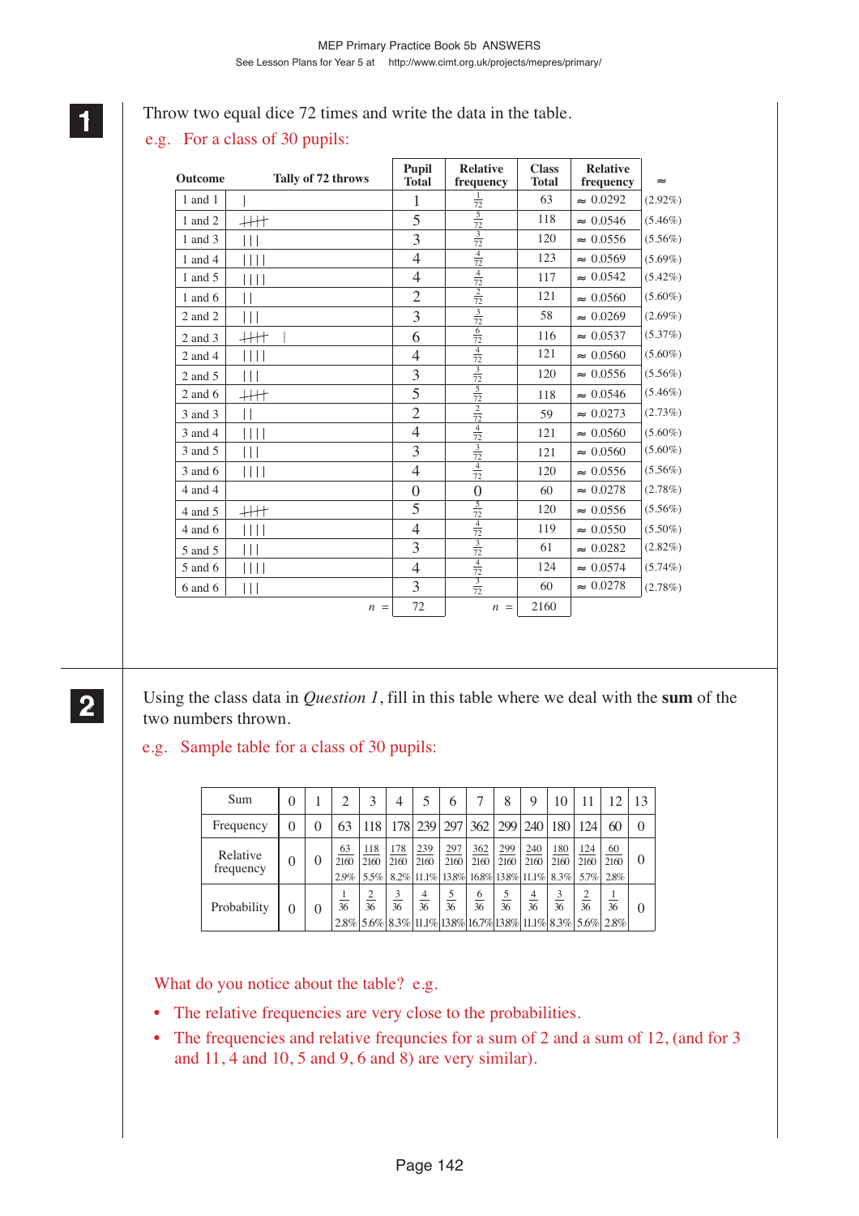**1** Throw two equal dice 72 times and write the data in the table.

e.g. For a class of 30 pupils:

| Outcome | Tally of 72 throws | Pupil Total | Relative frequency | Class Total | Relative frequency | ≈ |
|---|---|---|---|---|---|---|
| 1 and 1 | \| | 1 | $\frac{1}{72}$ | 63 | ≈ 0.0292 | (2.92%) |
| 1 and 2 | ~~\|\|\|\|~~ | 5 | $\frac{5}{72}$ | 118 | ≈ 0.0546 | (5.46%) |
| 1 and 3 | \|\|\| | 3 | $\frac{3}{72}$ | 120 | ≈ 0.0556 | (5.56%) |
| 1 and 4 | \|\|\|\| | 4 | $\frac{4}{72}$ | 123 | ≈ 0.0569 | (5.69%) |
| 1 and 5 | \|\|\|\| | 4 | $\frac{4}{72}$ | 117 | ≈ 0.0542 | (5.42%) |
| 1 and 6 | \|\| | 2 | $\frac{2}{72}$ | 121 | ≈ 0.0560 | (5.60%) |
| 2 and 2 | \|\|\| | 3 | $\frac{3}{72}$ | 58 | ≈ 0.0269 | (2.69%) |
| 2 and 3 | ~~\|\|\|\|~~ \| | 6 | $\frac{6}{72}$ | 116 | ≈ 0.0537 | (5.37%) |
| 2 and 4 | \|\|\|\| | 4 | $\frac{4}{72}$ | 121 | ≈ 0.0560 | (5.60%) |
| 2 and 5 | \|\|\| | 3 | $\frac{3}{72}$ | 120 | ≈ 0.0556 | (5.56%) |
| 2 and 6 | ~~\|\|\|\|~~ | 5 | $\frac{5}{72}$ | 118 | ≈ 0.0546 | (5.46%) |
| 3 and 3 | \|\| | 2 | $\frac{2}{72}$ | 59 | ≈ 0.0273 | (2.73%) |
| 3 and 4 | \|\|\|\| | 4 | $\frac{4}{72}$ | 121 | ≈ 0.0560 | (5.60%) |
| 3 and 5 | \|\|\| | 3 | $\frac{3}{72}$ | 121 | ≈ 0.0560 | (5.60%) |
| 3 and 6 | \|\|\|\| | 4 | $\frac{4}{72}$ | 120 | ≈ 0.0556 | (5.56%) |
| 4 and 4 | | 0 | 0 | 60 | ≈ 0.0278 | (2.78%) |
| 4 and 5 | ~~\|\|\|\|~~ | 5 | $\frac{5}{72}$ | 120 | ≈ 0.0556 | (5.56%) |
| 4 and 6 | \|\|\|\| | 4 | $\frac{4}{72}$ | 119 | ≈ 0.0550 | (5.50%) |
| 5 and 5 | \|\|\| | 3 | $\frac{3}{72}$ | 61 | ≈ 0.0282 | (2.82%) |
| 5 and 6 | \|\|\|\| | 4 | $\frac{4}{72}$ | 124 | ≈ 0.0574 | (5.74%) |
| 6 and 6 | \|\|\| | 3 | $\frac{3}{72}$ | 60 | ≈ 0.0278 | (2.78%) |
| | $n$ = | 72 | $n$ = | 2160 | | |

**2** Using the class data in *Question 1*, fill in this table where we deal with the **sum** of the two numbers thrown.

e.g. Sample table for a class of 30 pupils:

| Sum | 0 | 1 | 2 | 3 | 4 | 5 | 6 | 7 | 8 | 9 | 10 | 11 | 12 | 13 |
|---|---|---|---|---|---|---|---|---|---|---|---|---|---|---|
| Frequency | 0 | 0 | 63 | 118 | 178 | 239 | 297 | 362 | 299 | 240 | 180 | 124 | 60 | 0 |
| Relative frequency | 0 | 0 | $\frac{63}{2160}$ 2.9% | $\frac{118}{2160}$ 5.5% | $\frac{178}{2160}$ 8.2% | $\frac{239}{2160}$ 11.1% | $\frac{297}{2160}$ 13.8% | $\frac{362}{2160}$ 16.8% | $\frac{299}{2160}$ 13.8% | $\frac{240}{2160}$ 11.1% | $\frac{180}{2160}$ 8.3% | $\frac{124}{2160}$ 5.7% | $\frac{60}{2160}$ 2.8% | 0 |
| Probability | 0 | 0 | $\frac{1}{36}$ 2.8% | $\frac{2}{36}$ 5.6% | $\frac{3}{36}$ 8.3% | $\frac{4}{36}$ 11.1% | $\frac{5}{36}$ 13.8% | $\frac{6}{36}$ 16.7% | $\frac{5}{36}$ 13.8% | $\frac{4}{36}$ 11.1% | $\frac{3}{36}$ 8.3% | $\frac{2}{36}$ 5.6% | $\frac{1}{36}$ 2.8% | 0 |

What do you notice about the table? e.g.

- The relative frequencies are very close to the probabilities.
- The frequencies and relative frequncies for a sum of 2 and a sum of 12, (and for 3 and 11, 4 and 10, 5 and 9, 6 and 8) are very similar).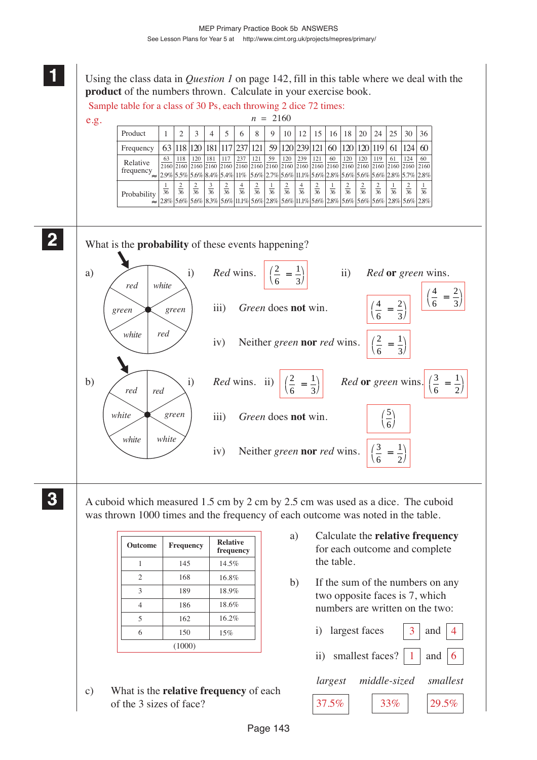**1**

Using the class data in *Question 1* on page 142, fill in this table where we deal with the **product** of the numbers thrown. Calculate in your exercise book.

Sample table for a class of 30 Ps, each throwing 2 dice 72 times:

e.g. $n = 2160$

| Product | 1 | 2 | 3 | 4 | 5 | 6 | 8 | 9 | 10 | 12 | 15 | 16 | 18 | 20 | 24 | 25 | 30 | 36 |
|---|---|---|---|---|---|---|---|---|---|---|---|---|---|---|---|---|---|---|
| Frequency | 63 | 118 | 120 | 181 | 117 | 237 | 121 | 59 | 120 | 239 | 121 | 60 | 120 | 120 | 119 | 61 | 124 | 60 |
| Relative frequency | $\frac{63}{2160}$ | $\frac{118}{2160}$ | $\frac{120}{2160}$ | $\frac{181}{2160}$ | $\frac{117}{2160}$ | $\frac{237}{2160}$ | $\frac{121}{2160}$ | $\frac{59}{2160}$ | $\frac{120}{2160}$ | $\frac{239}{2160}$ | $\frac{121}{2160}$ | $\frac{60}{2160}$ | $\frac{120}{2160}$ | $\frac{120}{2160}$ | $\frac{119}{2160}$ | $\frac{61}{2160}$ | $\frac{124}{2160}$ | $\frac{60}{2160}$ |
| ≈ | 2.9% | 5.5% | 5.6% | 8.4% | 5.4% | 11% | 5.6% | 2.7% | 5.6% | 11.1% | 5.6% | 2.8% | 5.6% | 5.6% | 5.6% | 2.8% | 5.7% | 2.8% |
| Probability | $\frac{1}{36}$ | $\frac{2}{36}$ | $\frac{2}{36}$ | $\frac{3}{36}$ | $\frac{2}{36}$ | $\frac{4}{36}$ | $\frac{2}{36}$ | $\frac{1}{36}$ | $\frac{2}{36}$ | $\frac{4}{36}$ | $\frac{2}{36}$ | $\frac{1}{36}$ | $\frac{2}{36}$ | $\frac{2}{36}$ | $\frac{2}{36}$ | $\frac{1}{36}$ | $\frac{2}{36}$ | $\frac{1}{36}$ |
| ≈ | 2.8% | 5.6% | 5.6% | 8.3% | 5.6% | 11.1% | 5.6% | 2.8% | 5.6% | 11.1% | 5.6% | 2.8% | 5.6% | 5.6% | 5.6% | 2.8% | 5.6% | 2.8% |

**2**

What is the **probability** of these events happening?

a) (spinner: red, white, green, green, white, red)

i) *Red* wins. $\left(\frac{2}{6} = \frac{1}{3}\right)$

ii) *Red* **or** *green* wins. $\left(\frac{4}{6} = \frac{2}{3}\right)$

iii) *Green* does **not** win. $\left(\frac{4}{6} = \frac{2}{3}\right)$

iv) Neither *green* **nor** *red* wins. $\left(\frac{2}{6} = \frac{1}{3}\right)$

b) (spinner: red, red, green, white, white, white)

i) *Red* wins. $\left(\frac{2}{6} = \frac{1}{3}\right)$

ii) *Red* **or** *green* wins. $\left(\frac{3}{6} = \frac{1}{2}\right)$

iii) *Green* does **not** win. $\left(\frac{5}{6}\right)$

iv) Neither *green* **nor** *red* wins. $\left(\frac{3}{6} = \frac{1}{2}\right)$

**3**

A cuboid which measured 1.5 cm by 2 cm by 2.5 cm was used as a dice. The cuboid was thrown 1000 times and the frequency of each outcome was noted in the table.

| Outcome | Frequency | Relative frequency |
|---|---|---|
| 1 | 145 | 14.5% |
| 2 | 168 | 16.8% |
| 3 | 189 | 18.9% |
| 4 | 186 | 18.6% |
| 5 | 162 | 16.2% |
| 6 | 150 | 15% |
| | (1000) | |

a) Calculate the **relative frequency** for each outcome and complete the table.

b) If the sum of the numbers on any two opposite faces is 7, which numbers are written on the two:

i) largest faces 3 and 4

ii) smallest faces? 1 and 6

c) What is the **relative frequency** of each of the 3 sizes of face?

| *largest* | *middle-sized* | *smallest* |
|---|---|---|
| 37.5% | 33% | 29.5% |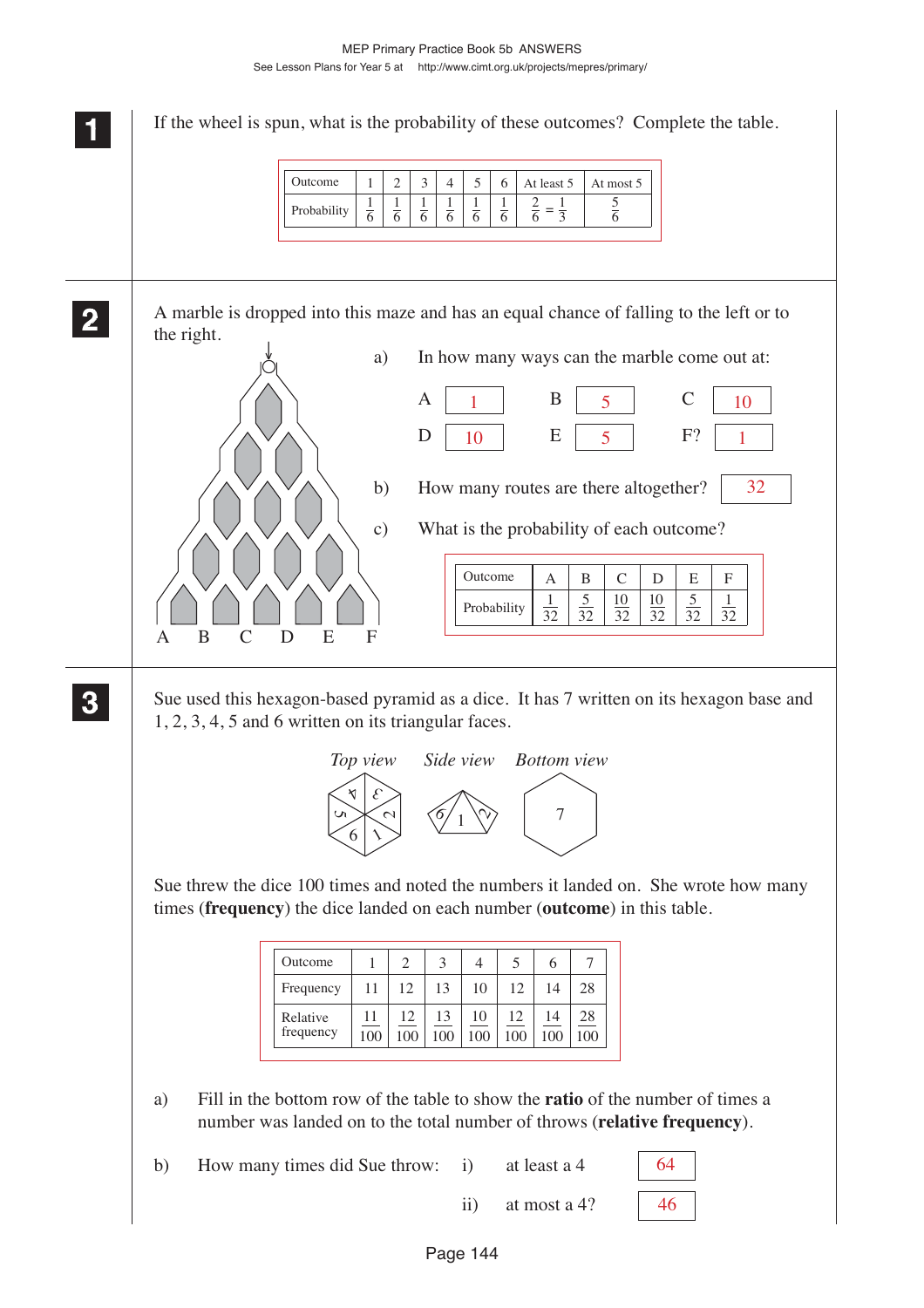**1** If the wheel is spun, what is the probability of these outcomes? Complete the table.

| Outcome | 1 | 2 | 3 | 4 | 5 | 6 | At least 5 | At most 5 |
|---|---|---|---|---|---|---|---|---|
| Probability | $\frac{1}{6}$ | $\frac{1}{6}$ | $\frac{1}{6}$ | $\frac{1}{6}$ | $\frac{1}{6}$ | $\frac{1}{6}$ | $\frac{2}{6} = \frac{1}{3}$ | $\frac{5}{6}$ |

**2** A marble is dropped into this maze and has an equal chance of falling to the left or to the right.

a) In how many ways can the marble come out at:

A: 1 B: 5 C: 10
D: 10 E: 5 F? 1

b) How many routes are there altogether? 32

c) What is the probability of each outcome?

| Outcome | A | B | C | D | E | F |
|---|---|---|---|---|---|---|
| Probability | $\frac{1}{32}$ | $\frac{5}{32}$ | $\frac{10}{32}$ | $\frac{10}{32}$ | $\frac{5}{32}$ | $\frac{1}{32}$ |

**3** Sue used this hexagon-based pyramid as a dice. It has 7 written on its hexagon base and 1, 2, 3, 4, 5 and 6 written on its triangular faces.

*Top view* *Side view* *Bottom view*

Sue threw the dice 100 times and noted the numbers it landed on. She wrote how many times (**frequency**) the dice landed on each number (**outcome**) in this table.

| Outcome | 1 | 2 | 3 | 4 | 5 | 6 | 7 |
|---|---|---|---|---|---|---|---|
| Frequency | 11 | 12 | 13 | 10 | 12 | 14 | 28 |
| Relative frequency | $\frac{11}{100}$ | $\frac{12}{100}$ | $\frac{13}{100}$ | $\frac{10}{100}$ | $\frac{12}{100}$ | $\frac{14}{100}$ | $\frac{28}{100}$ |

a) Fill in the bottom row of the table to show the **ratio** of the number of times a number was landed on to the total number of throws (**relative frequency**).

b) How many times did Sue throw: i) at least a 4 64

ii) at most a 4? 46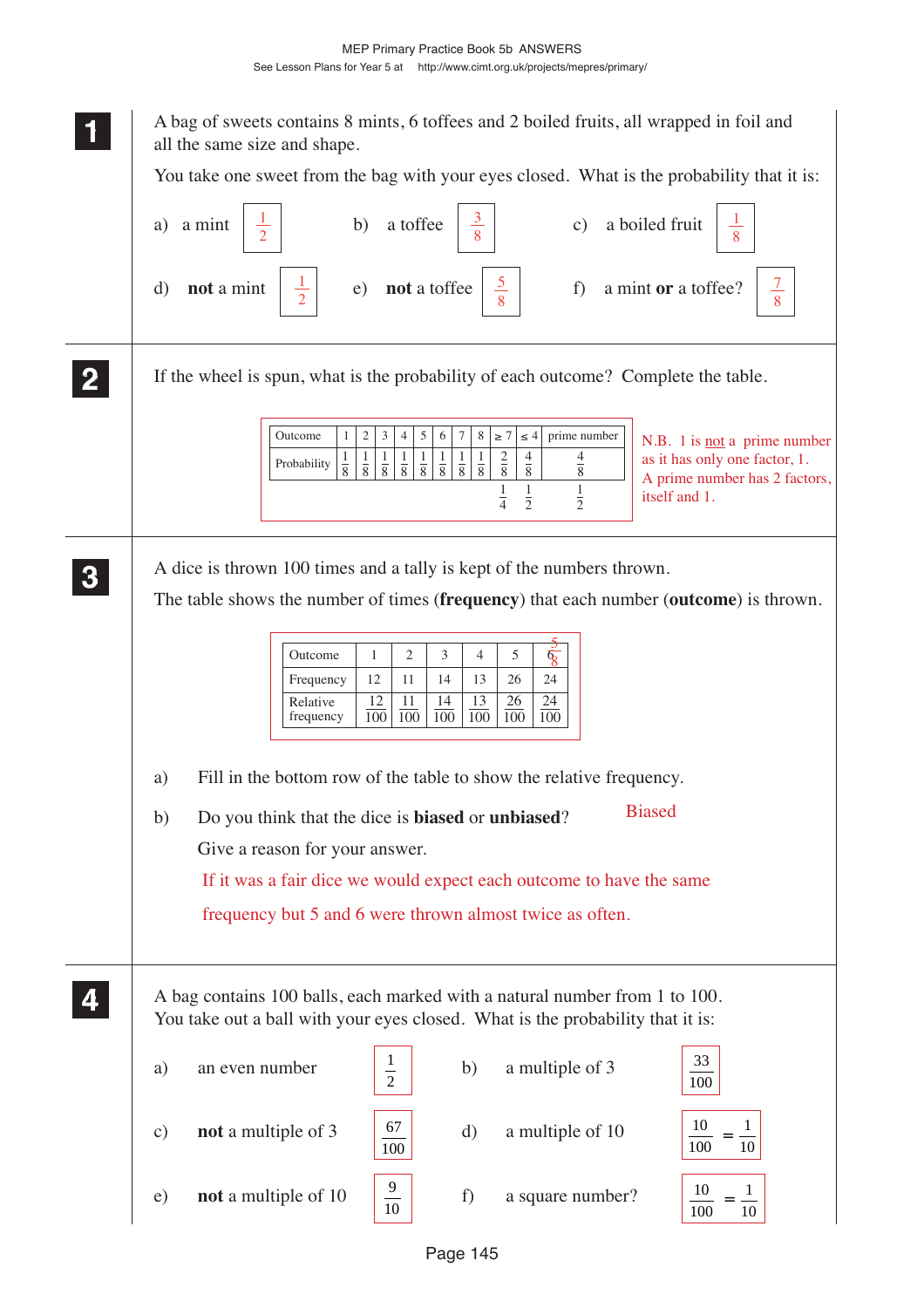**1** A bag of sweets contains 8 mints, 6 toffees and 2 boiled fruits, all wrapped in foil and all the same size and shape.

You take one sweet from the bag with your eyes closed. What is the probability that it is:

a) a mint $\frac{1}{2}$ b) a toffee $\frac{3}{8}$ c) a boiled fruit $\frac{1}{8}$

d) **not** a mint $\frac{1}{2}$ e) **not** a toffee $\frac{5}{8}$ f) a mint **or** a toffee? $\frac{7}{8}$

**2** If the wheel is spun, what is the probability of each outcome? Complete the table.

| Outcome | 1 | 2 | 3 | 4 | 5 | 6 | 7 | 8 | ≥ 7 | ≤ 4 | prime number |
|---|---|---|---|---|---|---|---|---|---|---|---|
| Probability | $\frac{1}{8}$ | $\frac{1}{8}$ | $\frac{1}{8}$ | $\frac{1}{8}$ | $\frac{1}{8}$ | $\frac{1}{8}$ | $\frac{1}{8}$ | $\frac{1}{8}$ | $\frac{2}{8}$ | $\frac{4}{8}$ | $\frac{4}{8}$ |
| | | | | | | | | | $\frac{1}{4}$ | $\frac{1}{2}$ | $\frac{1}{2}$ |

N.B. 1 is not a prime number as it has only one factor, 1. A prime number has 2 factors, itself and 1.

**3** A dice is thrown 100 times and a tally is kept of the numbers thrown.

The table shows the number of times (**frequency**) that each number (**outcome**) is thrown.

| Outcome | 1 | 2 | 3 | 4 | 5 | 6 |
|---|---|---|---|---|---|---|
| Frequency | 12 | 11 | 14 | 13 | 26 | 24 |
| Relative frequency | $\frac{12}{100}$ | $\frac{11}{100}$ | $\frac{14}{100}$ | $\frac{13}{100}$ | $\frac{26}{100}$ | $\frac{24}{100}$ |

a) Fill in the bottom row of the table to show the relative frequency.

b) Do you think that the dice is **biased** or **unbiased**? Biased

Give a reason for your answer.

If it was a fair dice we would expect each outcome to have the same frequency but 5 and 6 were thrown almost twice as often.

**4** A bag contains 100 balls, each marked with a natural number from 1 to 100. You take out a ball with your eyes closed. What is the probability that it is:

a) an even number $\frac{1}{2}$ b) a multiple of 3 $\frac{33}{100}$

c) **not** a multiple of 3 $\frac{67}{100}$ d) a multiple of 10 $\frac{10}{100} = \frac{1}{10}$

e) **not** a multiple of 10 $\frac{9}{10}$ f) a square number? $\frac{10}{100} = \frac{1}{10}$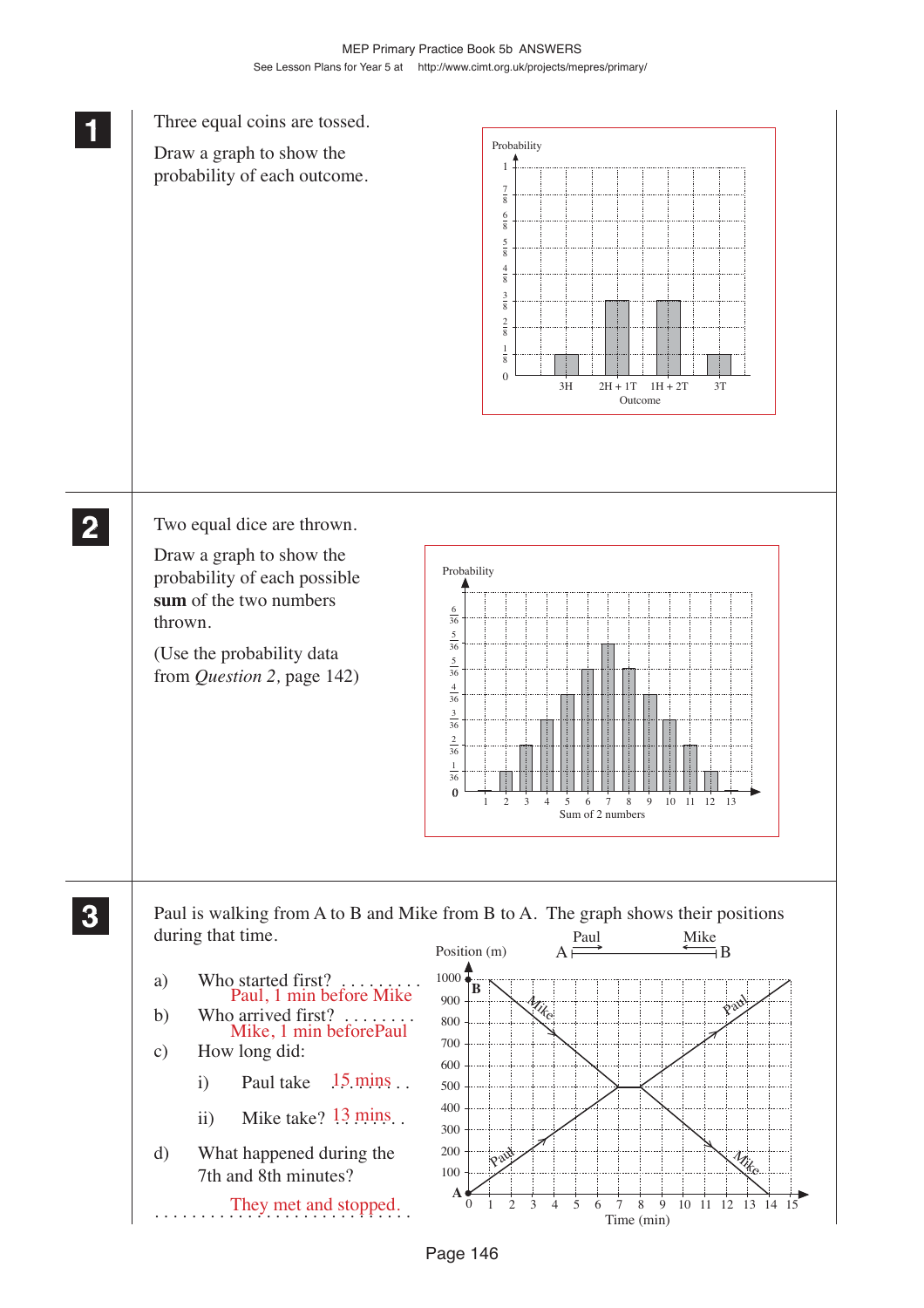**1** Three equal coins are tossed.

Draw a graph to show the probability of each outcome.

Probability

| Outcome | 3H | 2H + 1T | 1H + 2T | 3T |
|---|---|---|---|---|
| Probability | $\frac{1}{8}$ | $\frac{3}{8}$ | $\frac{3}{8}$ | $\frac{1}{8}$ |

**2** Two equal dice are thrown.

Draw a graph to show the probability of each possible **sum** of the two numbers thrown.

(Use the probability data from *Question 2*, page 142)

| Sum of 2 numbers | 1 | 2 | 3 | 4 | 5 | 6 | 7 | 8 | 9 | 10 | 11 | 12 | 13 |
|---|---|---|---|---|---|---|---|---|---|---|---|---|---|
| Probability | 0 | $\frac{1}{36}$ | $\frac{2}{36}$ | $\frac{3}{36}$ | $\frac{4}{36}$ | $\frac{5}{36}$ | $\frac{6}{36}$ | $\frac{5}{36}$ | $\frac{4}{36}$ | $\frac{3}{36}$ | $\frac{2}{36}$ | $\frac{1}{36}$ | 0 |

**3** Paul is walking from A to B and Mike from B to A. The graph shows their positions during that time.

a) Who started first? Paul, 1 min before Mike

b) Who arrived first? Mike, 1 min beforePaul

c) How long did:

i) Paul take 15 mins

ii) Mike take? 13 mins

d) What happened during the 7th and 8th minutes?

They met and stopped.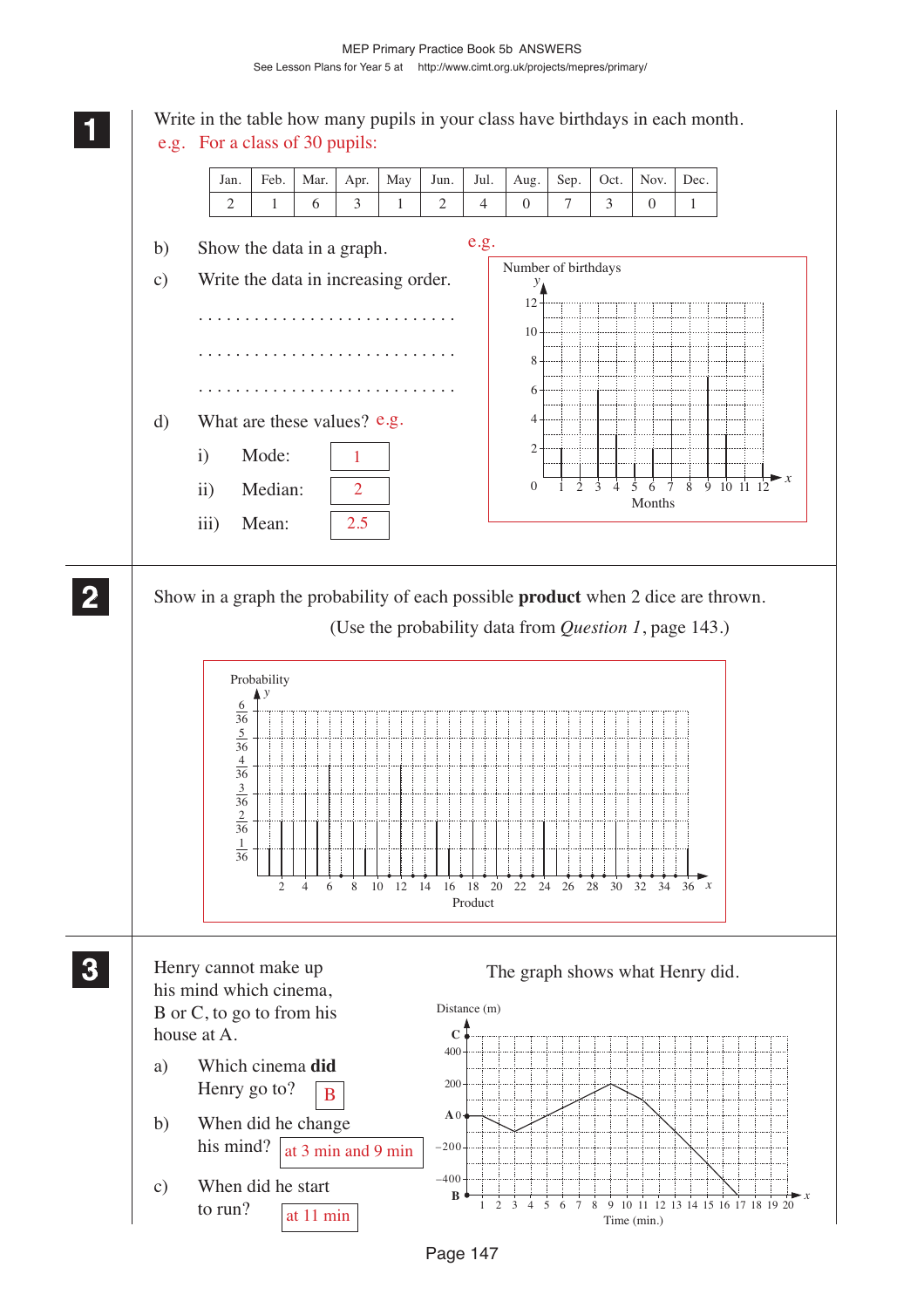**1**

Write in the table how many pupils in your class have birthdays in each month.

e.g. For a class of 30 pupils:

| Jan. | Feb. | Mar. | Apr. | May | Jun. | Jul. | Aug. | Sep. | Oct. | Nov. | Dec. |
|---|---|---|---|---|---|---|---|---|---|---|---|
| 2 | 1 | 6 | 3 | 1 | 2 | 4 | 0 | 7 | 3 | 0 | 1 |

b) Show the data in a graph.

e.g.

Number of birthdays

Months

c) Write the data in increasing order.

. . . . . . . . . . . . . . . . . . . . . . . . . . .

. . . . . . . . . . . . . . . . . . . . . . . . . . .

. . . . . . . . . . . . . . . . . . . . . . . . . . .

d) What are these values? e.g.

i) Mode: 1

ii) Median: 2

iii) Mean: 2.5

**2**

Show in a graph the probability of each possible **product** when 2 dice are thrown.

(Use the probability data from *Question 1*, page 143.)

Probability

Product

**3**

Henry cannot make up his mind which cinema, B or C, to go to from his house at A.

The graph shows what Henry did.

Distance (m)

Time (min.)

a) Which cinema **did** Henry go to? B

b) When did he change his mind? at 3 min and 9 min

c) When did he start to run? at 11 min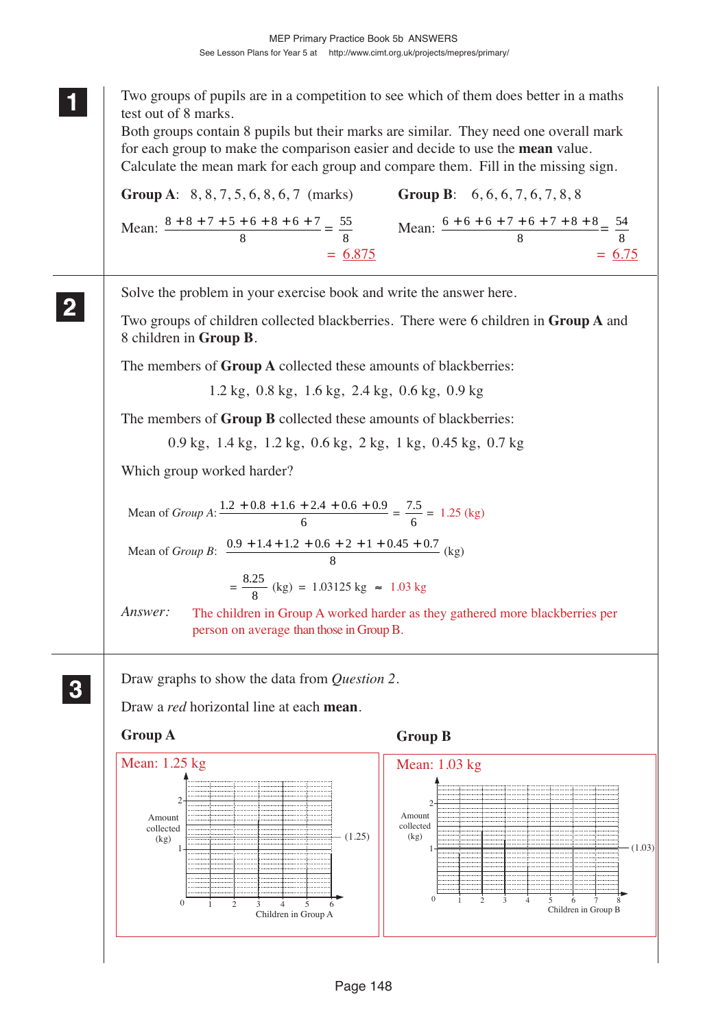**1**

Two groups of pupils are in a competition to see which of them does better in a maths test out of 8 marks.

Both groups contain 8 pupils but their marks are similar. They need one overall mark for each group to make the comparison easier and decide to use the **mean** value.

Calculate the mean mark for each group and compare them. Fill in the missing sign.

**Group A**: 8, 8, 7, 5, 6, 8, 6, 7 (marks)

Mean: $\dfrac{8+8+7+5+6+8+6+7}{8} = \dfrac{55}{8}$

$= \underline{6.875}$

**Group B**: 6, 6, 6, 7, 6, 7, 8, 8

Mean: $\dfrac{6+6+6+7+6+7+8+8}{8} = \dfrac{54}{8}$

$= \underline{6.75}$

**2**

Solve the problem in your exercise book and write the answer here.

Two groups of children collected blackberries. There were 6 children in **Group A** and 8 children in **Group B**.

The members of **Group A** collected these amounts of blackberries:

1.2 kg, 0.8 kg, 1.6 kg, 2.4 kg, 0.6 kg, 0.9 kg

The members of **Group B** collected these amounts of blackberries:

0.9 kg, 1.4 kg, 1.2 kg, 0.6 kg, 2 kg, 1 kg, 0.45 kg, 0.7 kg

Which group worked harder?

Mean of *Group A*: $\dfrac{1.2+0.8+1.6+2.4+0.6+0.9}{6} = \dfrac{7.5}{6} = 1.25$ (kg)

Mean of *Group B*: $\dfrac{0.9+1.4+1.2+0.6+2+1+0.45+0.7}{8}$ (kg)

$= \dfrac{8.25}{8}$ (kg) $= 1.03125$ kg $\approx 1.03$ kg

*Answer:* The children in Group A worked harder as they gathered more blackberries per person on average than those in Group B.

**3**

Draw graphs to show the data from *Question 2*.

Draw a *red* horizontal line at each **mean**.

**Group A**

Mean: 1.25 kg

(Graph: Amount collected (kg) vs Children in Group A, 1–6; mean line at (1.25))

**Group B**

Mean: 1.03 kg

(Graph: Amount collected (kg) vs Children in Group B, 1–8; mean line at (1.03))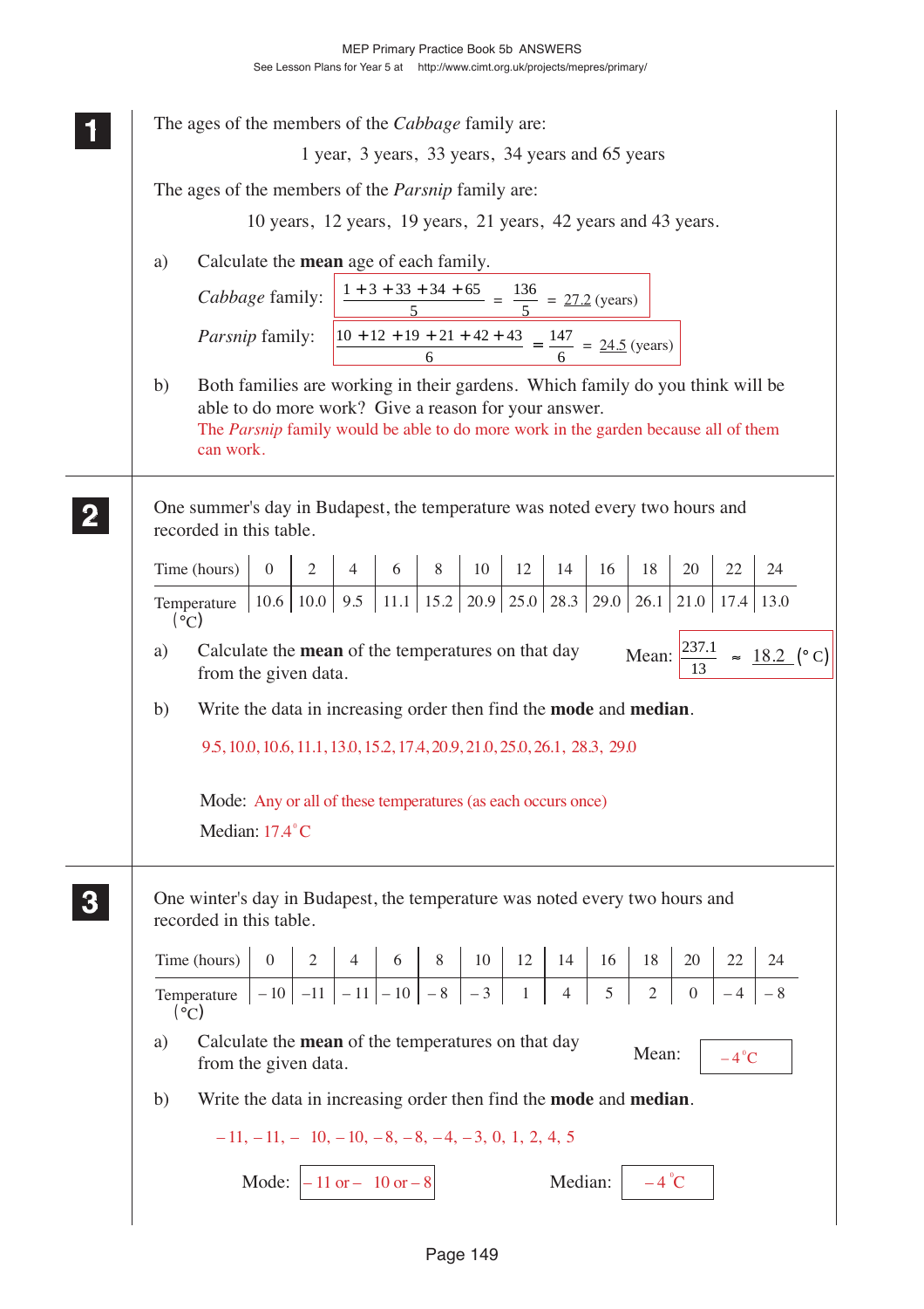**1** The ages of the members of the *Cabbage* family are:

1 year, 3 years, 33 years, 34 years and 65 years

The ages of the members of the *Parsnip* family are:

10 years, 12 years, 19 years, 21 years, 42 years and 43 years.

a) Calculate the **mean** age of each family.

*Cabbage* family: $\dfrac{1 + 3 + 33 + 34 + 65}{5} = \dfrac{136}{5} = \underline{27.2}$ (years)

*Parsnip* family: $\dfrac{10 + 12 + 19 + 21 + 42 + 43}{6} = \dfrac{147}{6} = \underline{24.5}$ (years)

b) Both families are working in their gardens. Which family do you think will be able to do more work? Give a reason for your answer.

The *Parsnip* family would be able to do more work in the garden because all of them can work.

**2** One summer's day in Budapest, the temperature was noted every two hours and recorded in this table.

| Time (hours) | 0 | 2 | 4 | 6 | 8 | 10 | 12 | 14 | 16 | 18 | 20 | 22 | 24 |
|---|---|---|---|---|---|---|---|---|---|---|---|---|---|
| Temperature (°C) | 10.6 | 10.0 | 9.5 | 11.1 | 15.2 | 20.9 | 25.0 | 28.3 | 29.0 | 26.1 | 21.0 | 17.4 | 13.0 |

a) Calculate the **mean** of the temperatures on that day from the given data.

Mean: $\dfrac{237.1}{13} \approx \underline{18.2}$ (°C)

b) Write the data in increasing order then find the **mode** and **median**.

9.5, 10.0, 10.6, 11.1, 13.0, 15.2, 17.4, 20.9, 21.0, 25.0, 26.1, 28.3, 29.0

Mode: Any or all of these temperatures (as each occurs once)

Median: 17.4°C

**3** One winter's day in Budapest, the temperature was noted every two hours and recorded in this table.

| Time (hours) | 0 | 2 | 4 | 6 | 8 | 10 | 12 | 14 | 16 | 18 | 20 | 22 | 24 |
|---|---|---|---|---|---|---|---|---|---|---|---|---|---|
| Temperature (°C) | – 10 | –11 | – 11 | – 10 | – 8 | – 3 | 1 | 4 | 5 | 2 | 0 | – 4 | – 8 |

a) Calculate the **mean** of the temperatures on that day from the given data.

Mean: – 4°C

b) Write the data in increasing order then find the **mode** and **median**.

– 11, – 11, – 10, – 10, – 8, – 8, – 4, – 3, 0, 1, 2, 4, 5

Mode: – 11 or – 10 or – 8

Median: – 4°C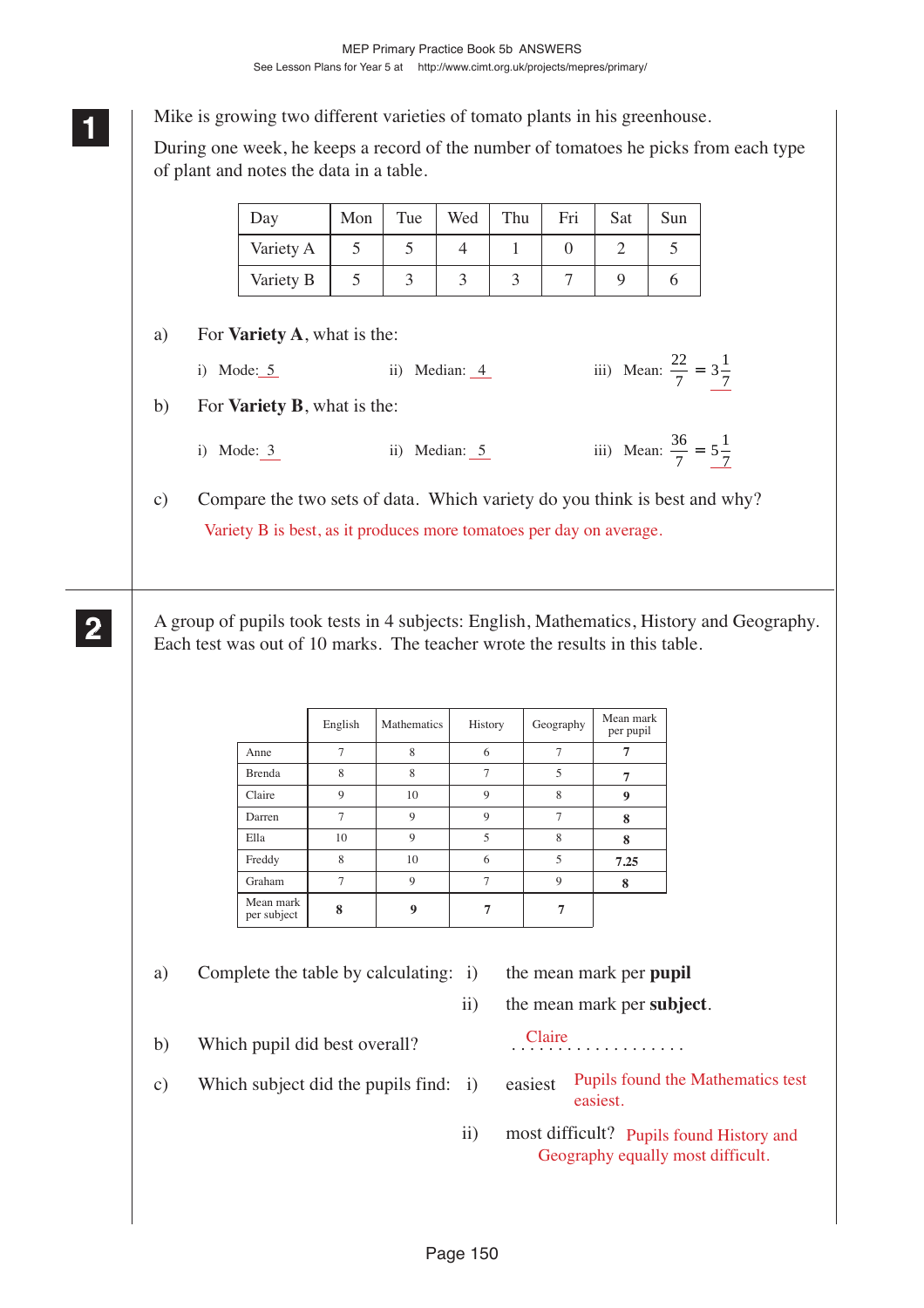**1**

Mike is growing two different varieties of tomato plants in his greenhouse.

During one week, he keeps a record of the number of tomatoes he picks from each type of plant and notes the data in a table.

| Day | Mon | Tue | Wed | Thu | Fri | Sat | Sun |
|---|---|---|---|---|---|---|---|
| Variety A | 5 | 5 | 4 | 1 | 0 | 2 | 5 |
| Variety B | 5 | 3 | 3 | 3 | 7 | 9 | 6 |

a) For **Variety A**, what is the:

i) Mode: 5 ii) Median: 4 iii) Mean: $\frac{22}{7} = 3\frac{1}{7}$

b) For **Variety B**, what is the:

i) Mode: 3 ii) Median: 5 iii) Mean: $\frac{36}{7} = 5\frac{1}{7}$

c) Compare the two sets of data. Which variety do you think is best and why?

Variety B is best, as it produces more tomatoes per day on average.

**2**

A group of pupils took tests in 4 subjects: English, Mathematics, History and Geography. Each test was out of 10 marks. The teacher wrote the results in this table.

| | English | Mathematics | History | Geography | Mean mark per pupil |
|---|---|---|---|---|---|
| Anne | 7 | 8 | 6 | 7 | **7** |
| Brenda | 8 | 8 | 7 | 5 | **7** |
| Claire | 9 | 10 | 9 | 8 | **9** |
| Darren | 7 | 9 | 9 | 7 | **8** |
| Ella | 10 | 9 | 5 | 8 | **8** |
| Freddy | 8 | 10 | 6 | 5 | **7.25** |
| Graham | 7 | 9 | 7 | 9 | **8** |
| Mean mark per subject | **8** | **9** | **7** | **7** | |

a) Complete the table by calculating: i) the mean mark per **pupil**

ii) the mean mark per **subject**.

b) Which pupil did best overall? Claire

c) Which subject did the pupils find: i) easiest Pupils found the Mathematics test easiest.

ii) most difficult? Pupils found History and Geography equally most difficult.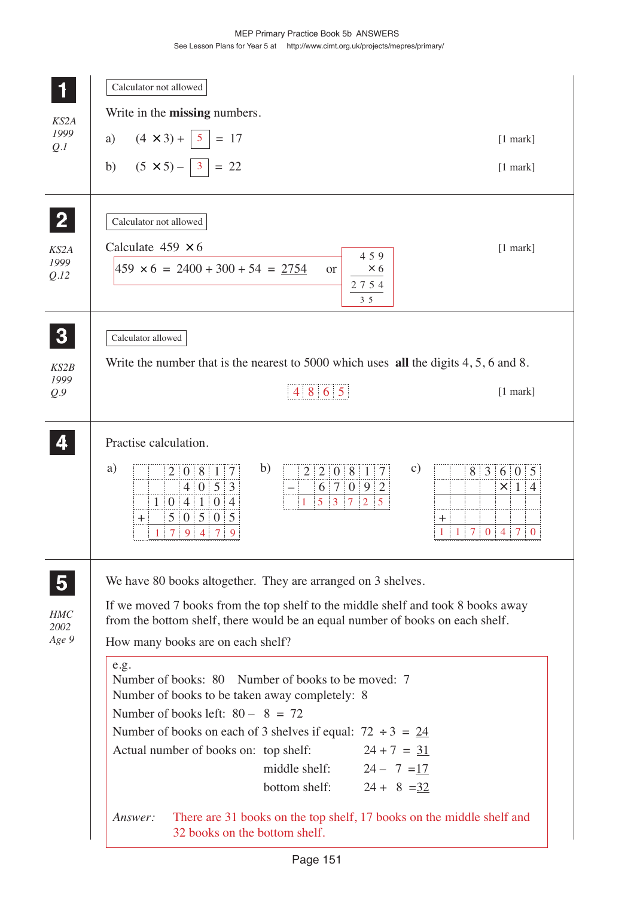## 1

*KS2A 1999 Q.1*

Calculator not allowed

Write in the **missing** numbers.

a) $(4 \times 3) +$ 5 $= 17$ [1 mark]

b) $(5 \times 5) -$ 3 $= 22$ [1 mark]

## 2

*KS2A 1999 Q.12*

Calculator not allowed

Calculate $459 \times 6$ [1 mark]

$459 \times 6 = 2400 + 300 + 54 = \underline{2754}$ or

```
  4 5 9
  ×   6
  2 7 5 4
    3 5
```

## 3

*KS2B 1999 Q.9*

Calculator allowed

Write the number that is the nearest to 5000 which uses **all** the digits 4, 5, 6 and 8.

4 8 6 5 [1 mark]

## 4

Practise calculation.

a)

```
      2 0 8 1 7
        4 0 5 3
    1 0 4 1 0 4
  +   5 0 5 0 5
    1 7 9 4 7 9
```

b)

```
    2 2 0 8 1 7
  –   6 7 0 9 2
    1 5 3 7 2 5
```

c)

```
        8 3 6 0 5
            × 1 4
  +
    1 1 7 0 4 7 0
```

## 5

*HMC 2002 Age 9*

We have 80 books altogether. They are arranged on 3 shelves.

If we moved 7 books from the top shelf to the middle shelf and took 8 books away from the bottom shelf, there would be an equal number of books on each shelf.

How many books are on each shelf?

e.g.

Number of books: 80 Number of books to be moved: 7

Number of books to be taken away completely: 8

Number of books left: $80 - 8 = 72$

Number of books on each of 3 shelves if equal: $72 \div 3 = \underline{24}$

Actual number of books on: top shelf: $24 + 7 = \underline{31}$

middle shelf: $24 - 7 = \underline{17}$

bottom shelf: $24 + 8 = \underline{32}$

*Answer:* There are 31 books on the top shelf, 17 books on the middle shelf and 32 books on the bottom shelf.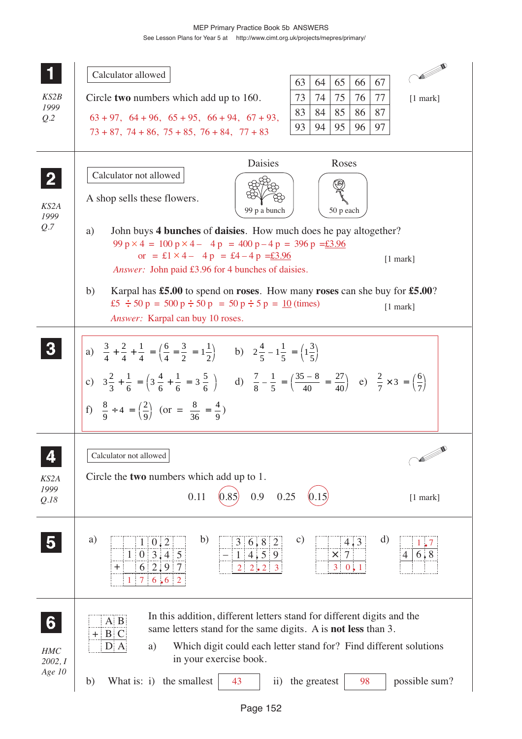**1**

*KS2B 1999 Q.2*

Calculator allowed

Circle **two** numbers which add up to 160.

| 63 | 64 | 65 | 66 | 67 |
|---|---|---|---|---|
| 73 | 74 | 75 | 76 | 77 |
| 83 | 84 | 85 | 86 | 87 |
| 93 | 94 | 95 | 96 | 97 |

[1 mark]

63 + 97, 64 + 96, 65 + 95, 66 + 94, 67 + 93,
73 + 87, 74 + 86, 75 + 85, 76 + 84, 77 + 83

---

**2**

*KS2A 1999 Q.7*

Calculator not allowed

A shop sells these flowers.

Daisies: 99 p a bunch

Roses: 50 p each

a) John buys **4 bunches** of **daisies**. How much does he pay altogether?

99 p × 4 = 100 p × 4 – 4 p = 400 p – 4 p = 396 p = £3.96

or = £1 × 4 – 4 p = £4 – 4 p = £3.96

[1 mark]

*Answer:* John paid £3.96 for 4 bunches of daisies.

b) Karpal has **£5.00** to spend on **roses**. How many **roses** can she buy for **£5.00**?

£5 ÷ 50 p = 500 p ÷ 50 p = 50 p ÷ 5 p = 10 (times)

[1 mark]

*Answer:* Karpal can buy 10 roses.

---

**3**

a) $\frac{3}{4} + \frac{2}{4} + \frac{1}{4} = \left(\frac{6}{4} = \frac{3}{2} = 1\frac{1}{2}\right)$

b) $2\frac{4}{5} - 1\frac{1}{5} = \left(1\frac{3}{5}\right)$

c) $3\frac{2}{3} + \frac{1}{6} = \left(3\frac{4}{6} + \frac{1}{6} = 3\frac{5}{6}\right)$

d) $\frac{7}{8} - \frac{1}{5} = \left(\frac{35-8}{40} = \frac{27}{40}\right)$

e) $\frac{2}{7} \times 3 = \left(\frac{6}{7}\right)$

f) $\frac{8}{9} \div 4 = \left(\frac{2}{9}\right)$ (or $= \frac{8}{36} = \frac{4}{9}$)

---

**4**

*KS2A 1999 Q.18*

Calculator not allowed

Circle the **two** numbers which add up to 1.

0.11 (0.85) 0.9 0.25 (0.15)

[1 mark]

---

**5**

a)
```
     1 0.2
   1 0 3.4 5
 +   6 2.9 7
   1 7 6.6 2
```

b)
```
   3 6.8 2
 – 1 4.5 9
   2 2.2 3
```

c)
```
     4.3
 ×   7
   3 0.1
```

d)
```
     1.7
 4 ) 6.8
```

---

**6**

*HMC 2002, I Age 10*

```
   A B
 + B C
   D A
```

In this addition, different letters stand for different digits and the same letters stand for the same digits. A is **not less** than 3.

a) Which digit could each letter stand for? Find different solutions in your exercise book.

b) What is: i) the smallest 43 ii) the greatest 98 possible sum?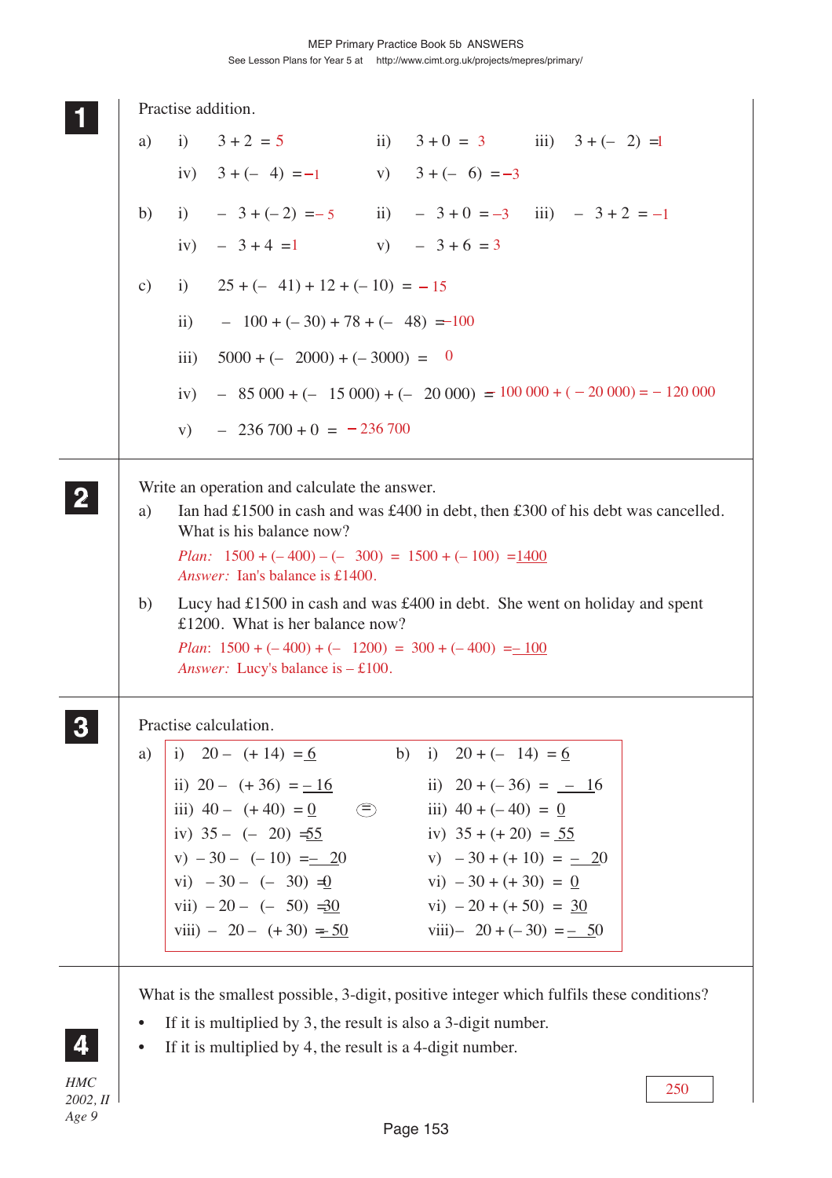**1** Practise addition.

a) i) $3 + 2 = 5$  ii) $3 + 0 = 3$  iii) $3 + (-2) = 1$

iv) $3 + (-4) = -1$  v) $3 + (-6) = -3$

b) i) $-3 + (-2) = -5$  ii) $-3 + 0 = -3$  iii) $-3 + 2 = -1$

iv) $-3 + 4 = 1$  v) $-3 + 6 = 3$

c) i) $25 + (-41) + 12 + (-10) = -15$

ii) $-100 + (-30) + 78 + (-48) = -100$

iii) $5000 + (-2000) + (-3000) = 0$

iv) $-85\,000 + (-15\,000) + (-20\,000) = 100\,000 + (-20\,000) = -120\,000$

v) $-236\,700 + 0 = -236\,700$

**2** Write an operation and calculate the answer.

a) Ian had £1500 in cash and was £400 in debt, then £300 of his debt was cancelled. What is his balance now?

*Plan:* $1500 + (-400) - (-300) = 1500 + (-100) = \underline{1400}$
*Answer:* Ian's balance is £1400.

b) Lucy had £1500 in cash and was £400 in debt. She went on holiday and spent £1200. What is her balance now?

*Plan:* $1500 + (-400) + (-1200) = 300 + (-400) = \underline{-100}$
*Answer:* Lucy's balance is – £100.

**3** Practise calculation.

| a) | | b) | |
|---|---|---|---|
| i) | $20 - (+14) = \underline{6}$ | i) | $20 + (-14) = \underline{6}$ |
| ii) | $20 - (+36) = \underline{-16}$ | ii) | $20 + (-36) = \underline{-16}$ |
| iii) | $40 - (+40) = \underline{0}$ | iii) | $40 + (-40) = \underline{0}$ |
| iv) | $35 - (-20) = \underline{55}$ | iv) | $35 + (+20) = \underline{55}$ |
| v) | $-30 - (-10) = \underline{-20}$ | v) | $-30 + (+10) = \underline{-20}$ |
| vi) | $-30 - (-30) = \underline{0}$ | vi) | $-30 + (+30) = \underline{0}$ |
| vii) | $-20 - (-50) = \underline{30}$ | vi) | $-20 + (+50) = \underline{30}$ |
| viii) | $-20 - (+30) = \underline{-50}$ | viii) | $-20 + (-30) = \underline{-50}$ |

**4** What is the smallest possible, 3-digit, positive integer which fulfils these conditions?

- If it is multiplied by 3, the result is also a 3-digit number.
- If it is multiplied by 4, the result is a 4-digit number.

250

*HMC 2002, II Age 9*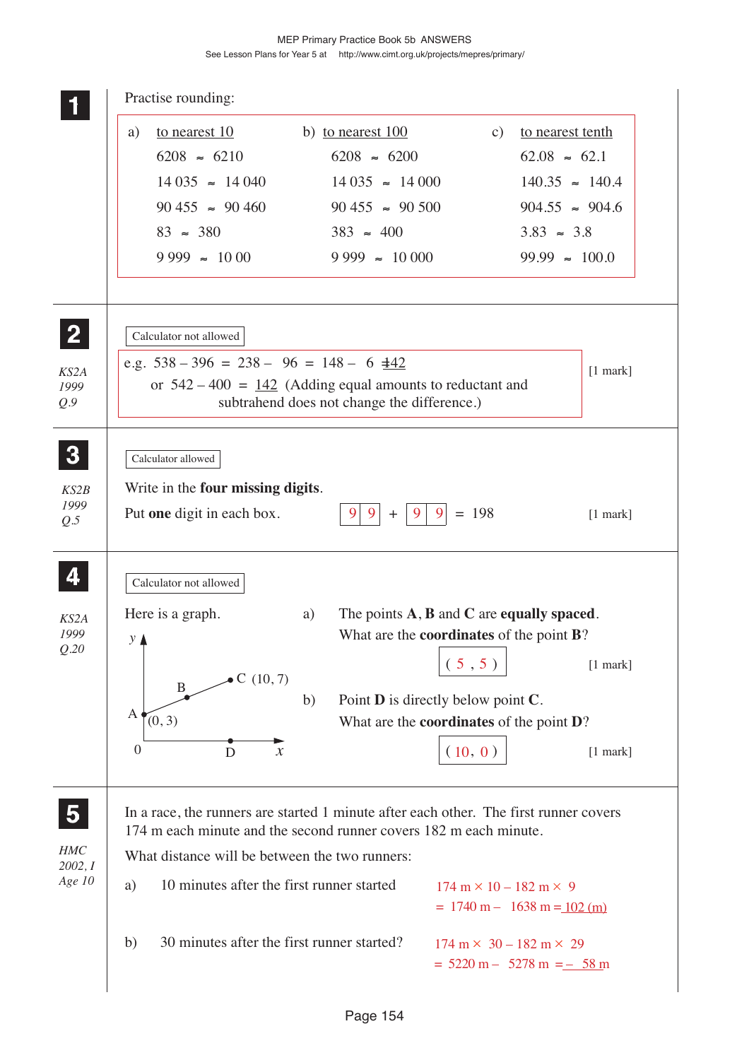**1** Practise rounding:

| a) to nearest 10 | b) to nearest 100 | c) to nearest tenth |
|---|---|---|
| 6208 ≈ 6210 | 6208 ≈ 6200 | 62.08 ≈ 62.1 |
| 14 035 ≈ 14 040 | 14 035 ≈ 14 000 | 140.35 ≈ 140.4 |
| 90 455 ≈ 90 460 | 90 455 ≈ 90 500 | 904.55 ≈ 904.6 |
| 83 ≈ 380 | 383 ≈ 400 | 3.83 ≈ 3.8 |
| 9 999 ≈ 10 00 | 9 999 ≈ 10 000 | 99.99 ≈ 100.0 |

---

**2** *KS2A 1999 Q.9*

Calculator not allowed

e.g. 538 – 396 = 238 – 96 = 148 – 6 = 142

or 542 – 400 = 142 (Adding equal amounts to reductant and subtrahend does not change the difference.)

[1 mark]

---

**3** *KS2B 1999 Q.5*

Calculator allowed

Write in the **four missing digits**.

Put **one** digit in each box. [9][9] + [9][9] = 198

[1 mark]

---

**4** *KS2A 1999 Q.20*

Calculator not allowed

Here is a graph.

(Graph: y-axis and x-axis from origin 0; point A at (0, 3), point B on the line between A and C, point C at (10, 7); point D on the x-axis directly below C.)

a) The points **A**, **B** and **C** are **equally spaced**. What are the **coordinates** of the point **B**?

( 5 , 5 ) [1 mark]

b) Point **D** is directly below point **C**. What are the **coordinates** of the point **D**?

( 10, 0 ) [1 mark]

---

**5** *HMC 2002, I Age 10*

In a race, the runners are started 1 minute after each other. The first runner covers 174 m each minute and the second runner covers 182 m each minute.

What distance will be between the two runners:

a) 10 minutes after the first runner started

174 m × 10 – 182 m × 9
= 1740 m – 1638 m = 102 (m)

b) 30 minutes after the first runner started?

174 m × 30 – 182 m × 29
= 5220 m – 5278 m = – 58 m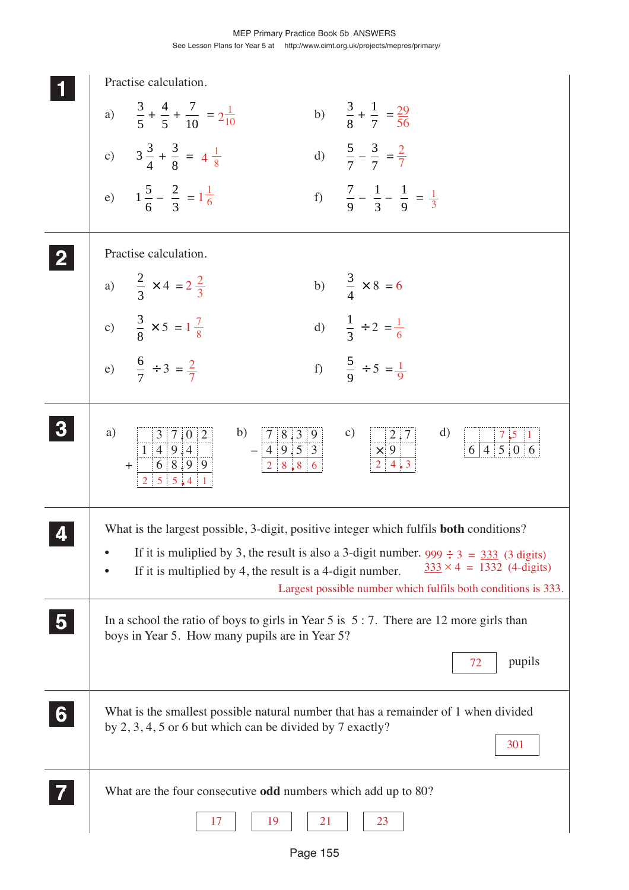**1** Practise calculation.

a) $\dfrac{3}{5} + \dfrac{4}{5} + \dfrac{7}{10} = 2\dfrac{1}{10}$

b) $\dfrac{3}{8} + \dfrac{1}{7} = \dfrac{29}{56}$

c) $3\dfrac{3}{4} + \dfrac{3}{8} = 4\dfrac{1}{8}$

d) $\dfrac{5}{7} - \dfrac{3}{7} = \dfrac{2}{7}$

e) $1\dfrac{5}{6} - \dfrac{2}{3} = 1\dfrac{1}{6}$

f) $\dfrac{7}{9} - \dfrac{1}{3} - \dfrac{1}{9} = \dfrac{1}{3}$

**2** Practise calculation.

a) $\dfrac{2}{3} \times 4 = 2\dfrac{2}{3}$

b) $\dfrac{3}{4} \times 8 = 6$

c) $\dfrac{3}{8} \times 5 = 1\dfrac{7}{8}$

d) $\dfrac{1}{3} \div 2 = \dfrac{1}{6}$

e) $\dfrac{6}{7} \div 3 = \dfrac{2}{7}$

f) $\dfrac{5}{9} \div 5 = \dfrac{1}{9}$

**3**

a)
```
     3 7.0 2
   1 4 9.4
 +   6 8.9 9
   2 5 5.4 1
```

b)
```
   7 8.3 9
 - 4 9.5 3
   2 8.8 6
```

c)
```
     2.7
   × 9
   2 4.3
```

d)
```
         7.5 1
  6 | 4 5.0 6
```

**4** What is the largest possible, 3-digit, positive integer which fulfils **both** conditions?

- If it is muliplied by 3, the result is also a 3-digit number. $999 \div 3 = \underline{333}$ (3 digits)
- If it is multiplied by 4, the result is a 4-digit number. $\underline{333} \times 4 = 1332$ (4-digits)

Largest possible number which fulfils both conditions is 333.

**5** In a school the ratio of boys to girls in Year 5 is 5 : 7. There are 12 more girls than boys in Year 5. How many pupils are in Year 5?

72 pupils

**6** What is the smallest possible natural number that has a remainder of 1 when divided by 2, 3, 4, 5 or 6 but which can be divided by 7 exactly?

301

**7** What are the four consecutive **odd** numbers which add up to 80?

17 19 21 23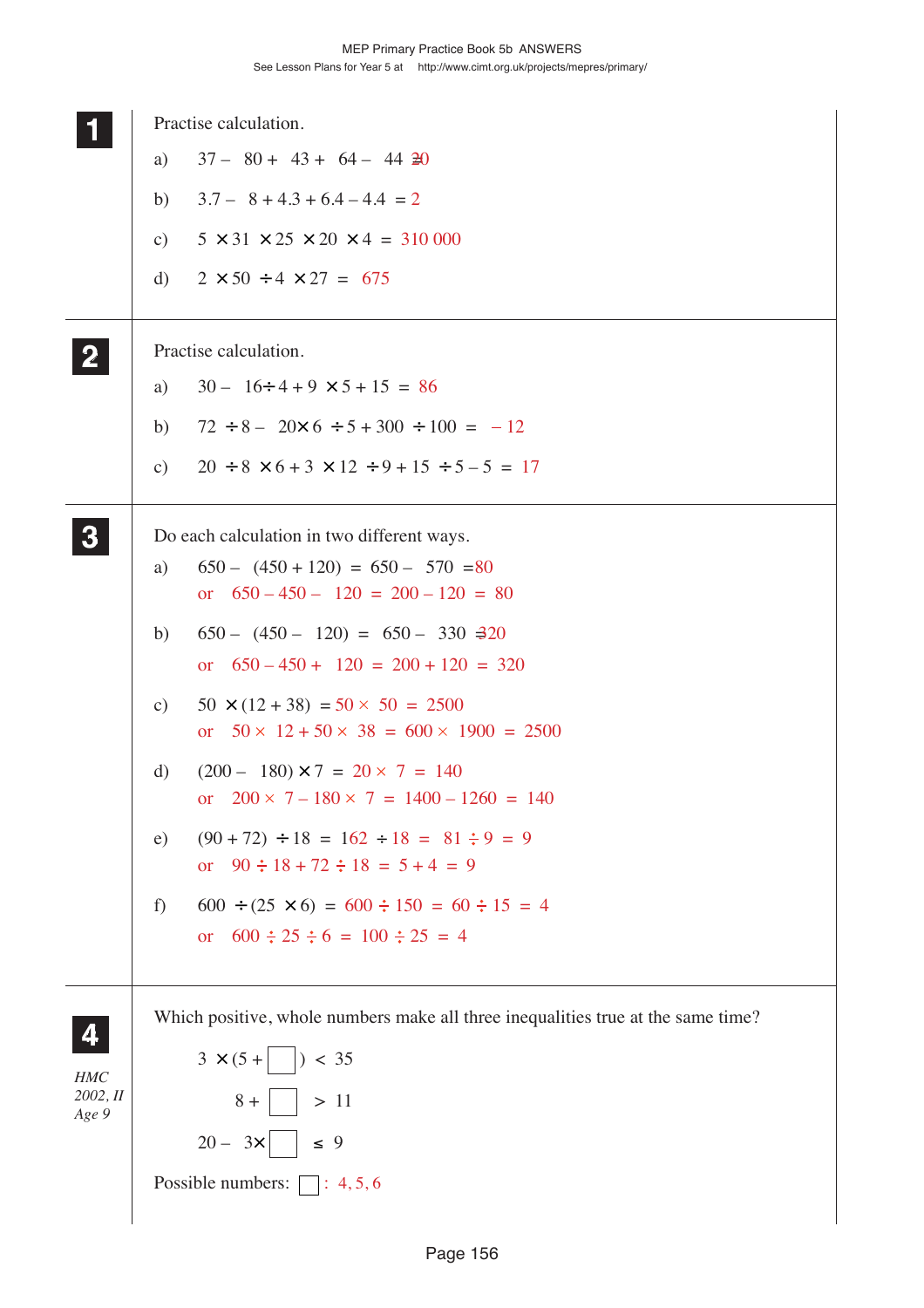## 1

Practise calculation.

a) $37 - 80 + 43 + 64 - 44 = 20$

b) $3.7 - 8 + 4.3 + 6.4 - 4.4 = 2$

c) $5 \times 31 \times 25 \times 20 \times 4 = 310\,000$

d) $2 \times 50 \div 4 \times 27 = 675$

## 2

Practise calculation.

a) $30 - 16 \div 4 + 9 \times 5 + 15 = 86$

b) $72 \div 8 - 20 \times 6 \div 5 + 300 \div 100 = -12$

c) $20 \div 8 \times 6 + 3 \times 12 \div 9 + 15 \div 5 - 5 = 17$

## 3

Do each calculation in two different ways.

a) $650 - (450 + 120) = 650 - 570 = 80$
 or $650 - 450 - 120 = 200 - 120 = 80$

b) $650 - (450 - 120) = 650 - 330 = 320$
 or $650 - 450 + 120 = 200 + 120 = 320$

c) $50 \times (12 + 38) = 50 \times 50 = 2500$
 or $50 \times 12 + 50 \times 38 = 600 \times 1900 = 2500$

d) $(200 - 180) \times 7 = 20 \times 7 = 140$
 or $200 \times 7 - 180 \times 7 = 1400 - 1260 = 140$

e) $(90 + 72) \div 18 = 162 \div 18 = 81 \div 9 = 9$
 or $90 \div 18 + 72 \div 18 = 5 + 4 = 9$

f) $600 \div (25 \times 6) = 600 \div 150 = 60 \div 15 = 4$
 or $600 \div 25 \div 6 = 100 \div 25 = 4$

## 4

*HMC 2002, II Age 9*

Which positive, whole numbers make all three inequalities true at the same time?

$3 \times (5 + \square) < 35$

$8 + \square > 11$

$20 - 3 \times \square \leq 9$

Possible numbers: $\square$: 4, 5, 6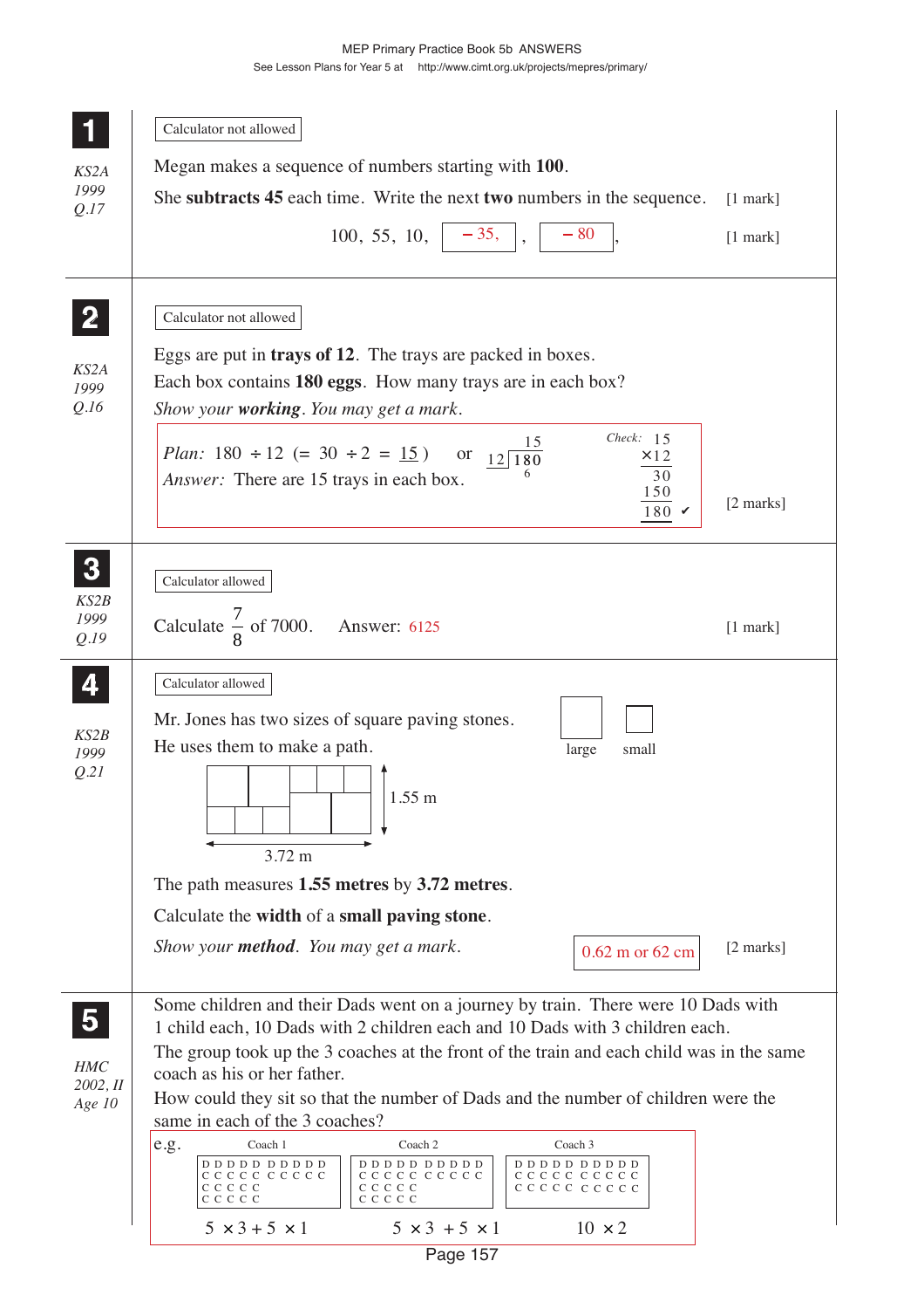## 1

*KS2A 1999 Q.17*

Calculator not allowed

Megan makes a sequence of numbers starting with **100**.

She **subtracts 45** each time. Write the next **two** numbers in the sequence. [1 mark]

100, 55, 10, $-35$, $-80$ [1 mark]

## 2

*KS2A 1999 Q.16*

Calculator not allowed

Eggs are put in **trays of 12**. The trays are packed in boxes.
Each box contains **180 eggs**. How many trays are in each box?
*Show your* ***working****. You may get a mark.*

*Plan:* $180 \div 12$ ($= 30 \div 2 = \underline{15}$) or $12\overline{)180}$ = 15 (remainder carried: 6)

*Answer:* There are 15 trays in each box.

*Check:*
$$\begin{array}{r} 15 \\ \times 12 \\ \hline 30 \\ 150 \\ \hline 180 \end{array}$$ ✔

[2 marks]

## 3

*KS2B 1999 Q.19*

Calculator allowed

Calculate $\frac{7}{8}$ of 7000. Answer: 6125 [1 mark]

## 4

*KS2B 1999 Q.21*

Calculator allowed

Mr. Jones has two sizes of square paving stones.
He uses them to make a path.

large small

1.55 m

3.72 m

The path measures **1.55 metres** by **3.72 metres**.

Calculate the **width** of a **small paving stone**.

*Show your* ***method****. You may get a mark.*

0.62 m or 62 cm [2 marks]

## 5

*HMC 2002, II Age 10*

Some children and their Dads went on a journey by train. There were 10 Dads with 1 child each, 10 Dads with 2 children each and 10 Dads with 3 children each.
The group took up the 3 coaches at the front of the train and each child was in the same coach as his or her father.
How could they sit so that the number of Dads and the number of children were the same in each of the 3 coaches?

e.g.

| Coach 1 | Coach 2 | Coach 3 |
|---|---|---|
| D D D D D D D D D D | D D D D D D D D D D | D D D D D D D D D D |
| C C C C C C C C C C | C C C C C C C C C C | C C C C C C C C C C |
| C C C C C | C C C C C | C C C C C C C C C C |
| C C C C C | C C C C C | |
| $5 \times 3 + 5 \times 1$ | $5 \times 3 + 5 \times 1$ | $10 \times 2$ |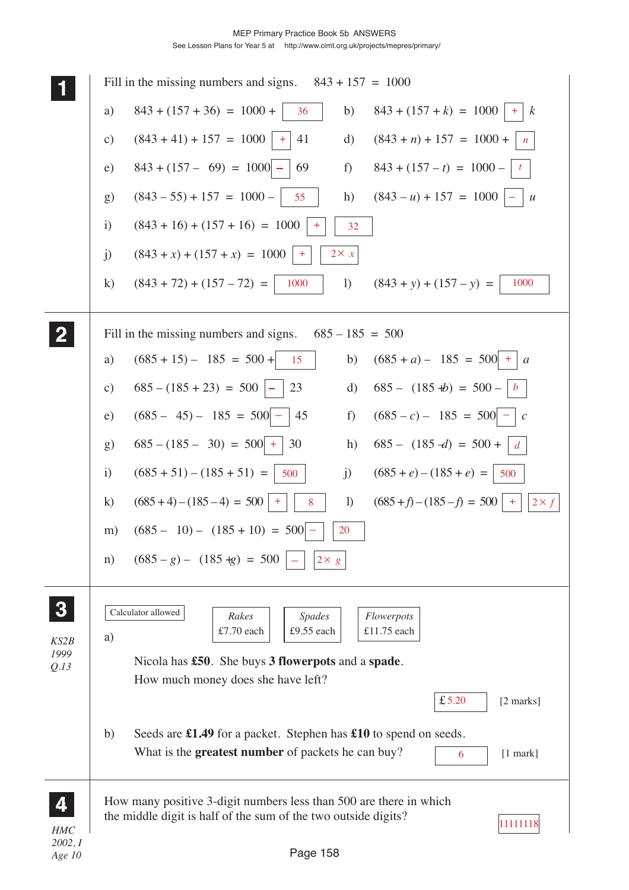## 1

Fill in the missing numbers and signs. $843 + 157 = 1000$

a) $843 + (157 + 36) = 1000 +$ [36]

b) $843 + (157 + k) = 1000$ [+] $k$

c) $(843 + 41) + 157 = 1000$ [+] $41$

d) $(843 + n) + 157 = 1000 +$ [$n$]

e) $843 + (157 - 69) = 1000$ [–] $69$

f) $843 + (157 - t) = 1000 -$ [$t$]

g) $(843 - 55) + 157 = 1000 -$ [55]

h) $(843 - u) + 157 = 1000$ [–] $u$

i) $(843 + 16) + (157 + 16) = 1000$ [+] [32]

j) $(843 + x) + (157 + x) = 1000$ [+] [$2 \times x$]

k) $(843 + 72) + (157 - 72) =$ [1000]

l) $(843 + y) + (157 - y) =$ [1000]

## 2

Fill in the missing numbers and signs. $685 - 185 = 500$

a) $(685 + 15) - 185 = 500 +$ [15]

b) $(685 + a) - 185 = 500$ [+] $a$

c) $685 - (185 + 23) = 500$ [–] $23$

d) $685 - (185 + b) = 500 -$ [$b$]

e) $(685 - 45) - 185 = 500$ [–] $45$

f) $(685 - c) - 185 = 500$ [–] $c$

g) $685 - (185 - 30) = 500$ [+] $30$

h) $685 - (185 - d) = 500 +$ [$d$]

i) $(685 + 51) - (185 + 51) =$ [500]

j) $(685 + e) - (185 + e) =$ [500]

k) $(685 + 4) - (185 - 4) = 500$ [+] [8]

l) $(685 + f) - (185 - f) = 500$ [+] [$2 \times f$]

m) $(685 - 10) - (185 + 10) = 500$ [–] [20]

n) $(685 - g) - (185 + g) = 500$ [–] [$2 \times g$]

## 3

*KS2B 1999 Q.13*

Calculator allowed

| *Rakes* | *Spades* | *Flowerpots* |
|---|---|---|
| £7.70 each | £9.55 each | £11.75 each |

a) Nicola has **£50**. She buys **3 flowerpots** and a **spade**. How much money does she have left?

£ [5.20] [2 marks]

b) Seeds are **£1.49** for a packet. Stephen has **£10** to spend on seeds. What is the **greatest number** of packets he can buy?

[6] [1 mark]

## 4

*HMC 2002, I Age 10*

How many positive 3-digit numbers less than 500 are there in which the middle digit is half of the sum of the two outside digits?

[11111118]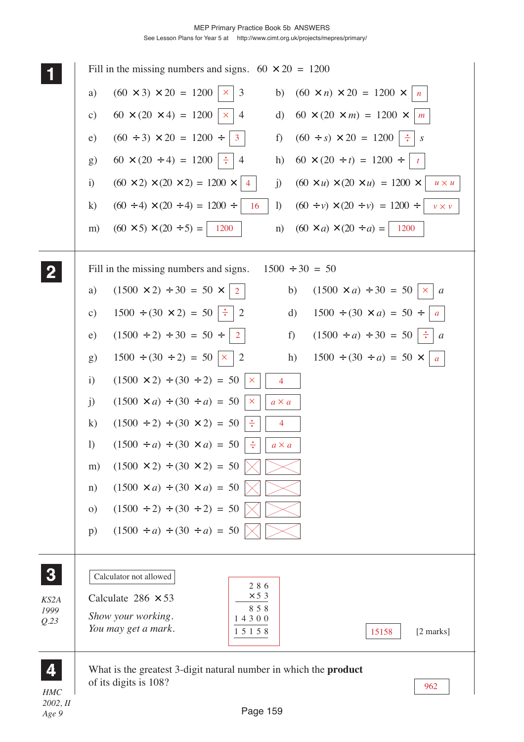**1** Fill in the missing numbers and signs. $60 \times 20 = 1200$

a) $(60 \times 3) \times 20 = 1200$ [$\times$] 3

b) $(60 \times n) \times 20 = 1200 \times$ [$n$]

c) $60 \times (20 \times 4) = 1200$ [$\times$] 4

d) $60 \times (20 \times m) = 1200 \times$ [$m$]

e) $(60 \div 3) \times 20 = 1200 \div$ [3]

f) $(60 \div s) \times 20 = 1200$ [$\div$] $s$

g) $60 \times (20 \div 4) = 1200$ [$\div$] 4

h) $60 \times (20 \div t) = 1200 \div$ [$t$]

i) $(60 \times 2) \times (20 \times 2) = 1200 \times$ [4]

j) $(60 \times u) \times (20 \times u) = 1200 \times$ [$u \times u$]

k) $(60 \div 4) \times (20 \div 4) = 1200 \div$ [16]

l) $(60 \div v) \times (20 \div v) = 1200 \div$ [$v \times v$]

m) $(60 \times 5) \times (20 \div 5) =$ [1200]

n) $(60 \times a) \times (20 \div a) =$ [1200]

**2** Fill in the missing numbers and signs. $1500 \div 30 = 50$

a) $(1500 \times 2) \div 30 = 50 \times$ [2]

b) $(1500 \times a) \div 30 = 50$ [$\times$] $a$

c) $1500 \div (30 \times 2) = 50$ [$\div$] 2

d) $1500 \div (30 \times a) = 50 \div$ [$a$]

e) $(1500 \div 2) \div 30 = 50 \div$ [2]

f) $(1500 \div a) \div 30 = 50$ [$\div$] $a$

g) $1500 \div (30 \div 2) = 50$ [$\times$] 2

h) $1500 \div (30 \div a) = 50 \times$ [$a$]

i) $(1500 \times 2) \div (30 \div 2) = 50$ [$\times$] [4]

j) $(1500 \times a) \div (30 \div a) = 50$ [$\times$] [$a \times a$]

k) $(1500 \div 2) \div (30 \times 2) = 50$ [$\div$] [4]

l) $(1500 \div a) \div (30 \times a) = 50$ [$\div$] [$a \times a$]

m) $(1500 \times 2) \div (30 \times 2) = 50$ [crossed out] [crossed out]

n) $(1500 \times a) \div (30 \times a) = 50$ [crossed out] [crossed out]

o) $(1500 \div 2) \div (30 \div 2) = 50$ [crossed out] [crossed out]

p) $(1500 \div a) \div (30 \div a) = 50$ [crossed out] [crossed out]

**3** *KS2A 1999 Q.23*

Calculator not allowed

Calculate $286 \times 53$

*Show your working. You may get a mark.*

```
    2 8 6
  ×   5 3
    8 5 8
1 4 3 0 0
1 5 1 5 8
```

[15158] [2 marks]

**4** *HMC 2002, II Age 9*

What is the greatest 3-digit natural number in which the **product** of its digits is 108?

[962]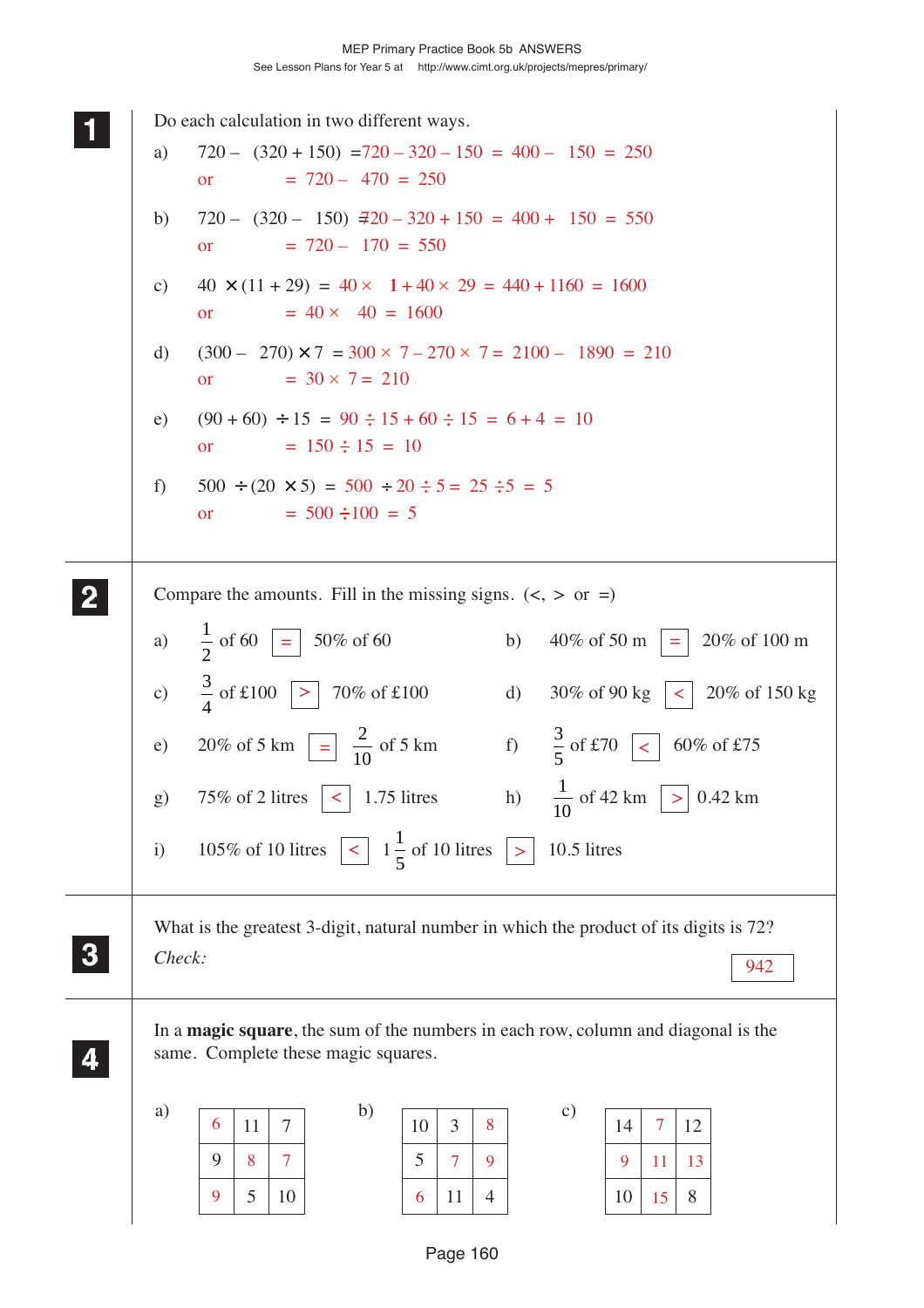**1** Do each calculation in two different ways.

a) $720 - (320 + 150) = 720 - 320 - 150 = 400 - 150 = 250$

or $= 720 - 470 = 250$

b) $720 - (320 - 150) = 720 - 320 + 150 = 400 + 150 = 550$

or $= 720 - 170 = 550$

c) $40 \times (11 + 29) = 40 \times 1 + 40 \times 29 = 440 + 1160 = 1600$

or $= 40 \times 40 = 1600$

d) $(300 - 270) \times 7 = 300 \times 7 - 270 \times 7 = 2100 - 1890 = 210$

or $= 30 \times 7 = 210$

e) $(90 + 60) \div 15 = 90 \div 15 + 60 \div 15 = 6 + 4 = 10$

or $= 150 \div 15 = 10$

f) $500 \div (20 \times 5) = 500 \div 20 \div 5 = 25 \div 5 = 5$

or $= 500 \div 100 = 5$

---

**2** Compare the amounts. Fill in the missing signs. (<, > or =)

a) $\frac{1}{2}$ of 60 [=] 50% of 60

b) 40% of 50 m [=] 20% of 100 m

c) $\frac{3}{4}$ of £100 [>] 70% of £100

d) 30% of 90 kg [<] 20% of 150 kg

e) 20% of 5 km [=] $\frac{2}{10}$ of 5 km

f) $\frac{3}{5}$ of £70 [<] 60% of £75

g) 75% of 2 litres [<] 1.75 litres

h) $\frac{1}{10}$ of 42 km [>] 0.42 km

i) 105% of 10 litres [<] $1\frac{1}{5}$ of 10 litres [>] 10.5 litres

---

**3** What is the greatest 3-digit, natural number in which the product of its digits is 72?

*Check:*

942

---

**4** In a **magic square**, the sum of the numbers in each row, column and diagonal is the same. Complete these magic squares.

a)

| | | |
|---|---|---|
| 6 | 11 | 7 |
| 9 | 8 | 7 |
| 9 | 5 | 10 |

b)

| | | |
|---|---|---|
| 10 | 3 | 8 |
| 5 | 7 | 9 |
| 6 | 11 | 4 |

c)

| | | |
|---|---|---|
| 14 | 7 | 12 |
| 9 | 11 | 13 |
| 10 | 15 | 8 |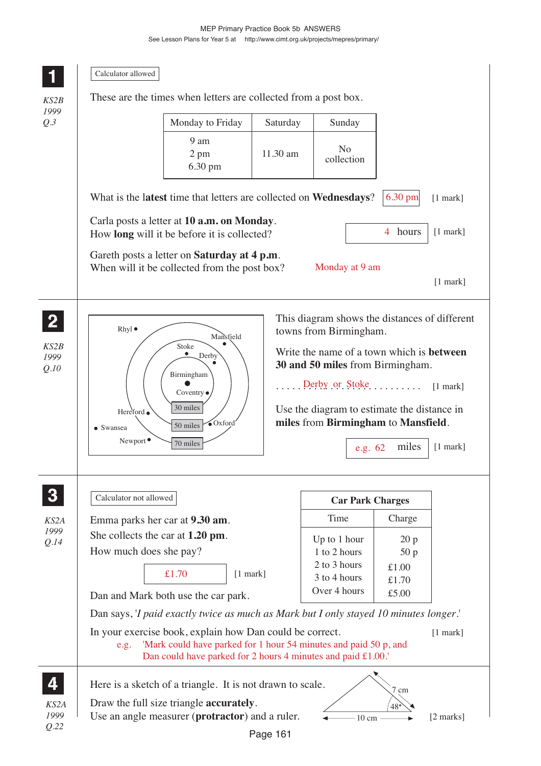## 1

*KS2B 1999 Q.3*

Calculator allowed

These are the times when letters are collected from a post box.

| Monday to Friday | Saturday | Sunday |
|---|---|---|
| 9 am<br>2 pm<br>6.30 pm | 11.30 am | No collection |

What is the **latest** time that letters are collected on **Wednesdays**? 6.30 pm [1 mark]

Carla posts a letter at **10 a.m. on Monday**.
How **long** will it be before it is collected? 4 hours [1 mark]

Gareth posts a letter on **Saturday at 4 p.m**.
When will it be collected from the post box? Monday at 9 am [1 mark]

## 2

*KS2B 1999 Q.10*

Rhyl, Mansfield, Stoke, Derby, Birmingham, Coventry, Hereford, Swansea, Newport, Oxford; 30 miles, 50 miles, 70 miles

This diagram shows the distances of different towns from Birmingham.

Write the name of a town which is **between 30 and 50 miles** from Birmingham.

. . . . . Derby or Stoke . . . . . . . . . . [1 mark]

Use the diagram to estimate the distance in **miles** from **Birmingham** to **Mansfield**.

e.g. 62 miles [1 mark]

## 3

*KS2A 1999 Q.14*

Calculator not allowed

| Car Park Charges | |
|---|---|
| **Time** | **Charge** |
| Up to 1 hour | 20 p |
| 1 to 2 hours | 50 p |
| 2 to 3 hours | £1.00 |
| 3 to 4 hours | £1.70 |
| Over 4 hours | £5.00 |

Emma parks her car at **9.30 am**.
She collects the car at **1.20 pm**.
How much does she pay?

£1.70 [1 mark]

Dan and Mark both use the car park.

Dan says, '*I paid exactly twice as much as Mark but I only stayed 10 minutes longer*.'

In your exercise book, explain how Dan could be correct. [1 mark]

e.g. 'Mark could have parked for 1 hour 54 minutes and paid 50 p, and Dan could have parked for 2 hours 4 minutes and paid £1.00.'

## 4

*KS2A 1999 Q.22*

Here is a sketch of a triangle. It is not drawn to scale.

Draw the full size triangle **accurately**.
Use an angle measurer (**protractor**) and a ruler.

7 cm, 48°, 10 cm

[2 marks]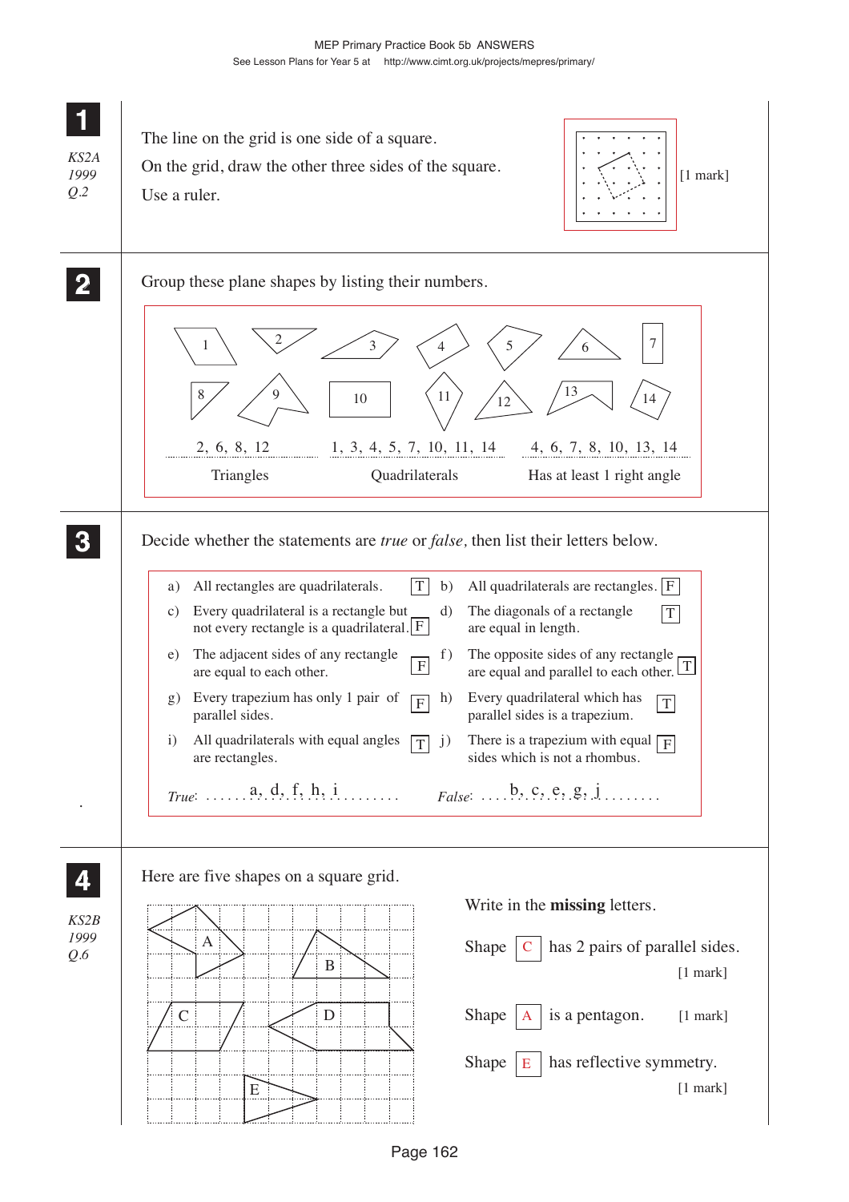## 1

*KS2A 1999 Q.2*

The line on the grid is one side of a square.

On the grid, draw the other three sides of the square.

Use a ruler.

[1 mark]

## 2

Group these plane shapes by listing their numbers.

| 2, 6, 8, 12 | 1, 3, 4, 5, 7, 10, 11, 14 | 4, 6, 7, 8, 10, 13, 14 |
|---|---|---|
| Triangles | Quadrilaterals | Has at least 1 right angle |

## 3

Decide whether the statements are *true* or *false*, then list their letters below.

a) All rectangles are quadrilaterals. T

b) All quadrilaterals are rectangles. F

c) Every quadrilateral is a rectangle but not every rectangle is a quadrilateral. F

d) The diagonals of a rectangle are equal in length. T

e) The adjacent sides of any rectangle are equal to each other. F

f) The opposite sides of any rectangle are equal and parallel to each other. T

g) Every trapezium has only 1 pair of parallel sides. F

h) Every quadrilateral which has parallel sides is a trapezium. T

i) All quadrilaterals with equal angles are rectangles. T

j) There is a trapezium with equal sides which is not a rhombus. F

*True*: a, d, f, h, i

*False*: b, c, e, g, j

## 4

*KS2B 1999 Q.6*

Here are five shapes on a square grid.

Write in the **missing** letters.

Shape C has 2 pairs of parallel sides. [1 mark]

Shape A is a pentagon. [1 mark]

Shape E has reflective symmetry. [1 mark]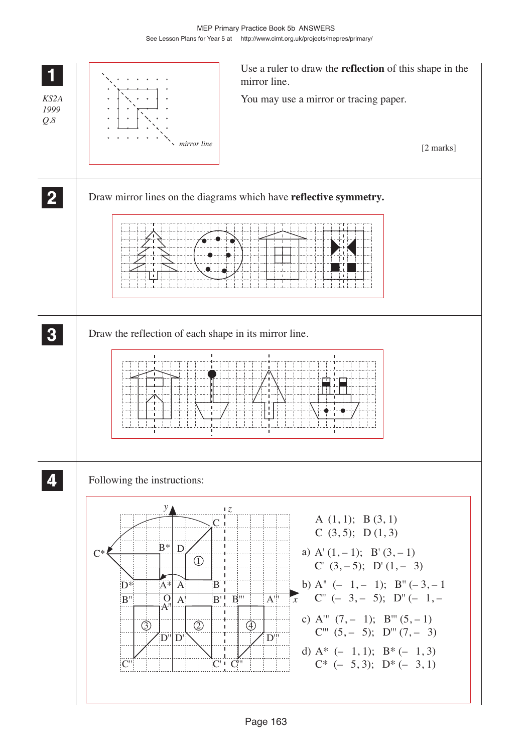**1**

*KS2A 1999 Q.8*

*mirror line*

Use a ruler to draw the **reflection** of this shape in the mirror line.

You may use a mirror or tracing paper.

[2 marks]

**2**

Draw mirror lines on the diagrams which have **reflective symmetry.**

**3**

Draw the reflection of each shape in its mirror line.

**4**

Following the instructions:

A (1, 1); B (3, 1)
C (3, 5); D (1, 3)

a) A' (1, – 1); B' (3, – 1)
C' (3, – 5); D' (1, – 3)

b) A" (– 1, – 1); B" (– 3, – 1
C" (– 3, – 5); D" (– 1, –

c) A''' (7, – 1); B''' (5, – 1)
C''' (5, – 5); D''' (7, – 3)

d) A* (– 1, 1); B* (– 1, 3)
C* (– 5, 3); D* (– 3, 1)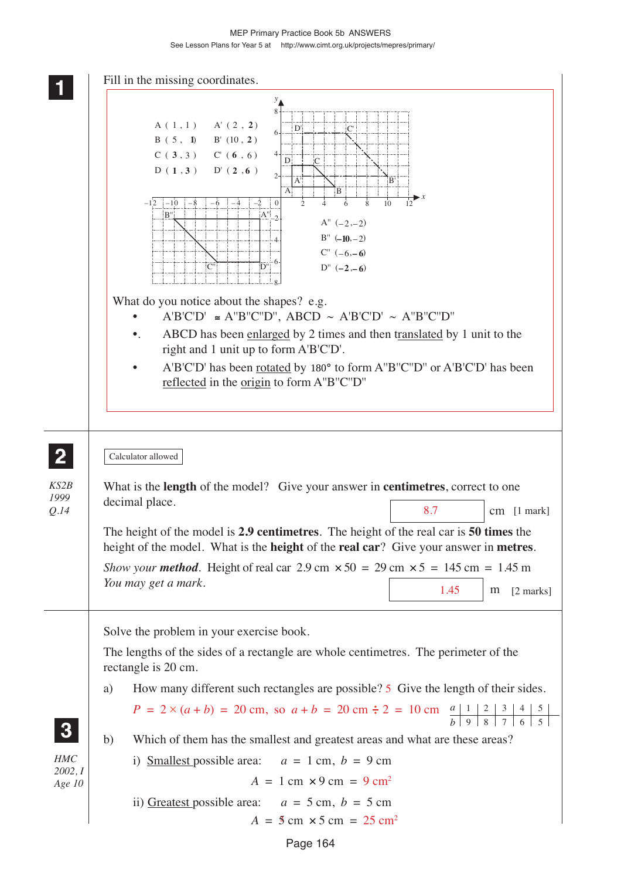**1**

Fill in the missing coordinates.

A ( 1 , 1 )  A' ( 2 , **2** )
B ( 5 , **1** )  B' ( 10 , **2** )
C ( **3** , 3 )  C' ( **6** , 6 )
D ( **1** , **3** )  D' ( **2** , **6** )

A'' ( –2 , –2 )
B'' ( **–10** , –2 )
C'' ( –6 , **–6** )
D'' ( **–2** , **–6** )

What do you notice about the shapes? e.g.

- A'B'C'D' ≅ A''B''C''D'', ABCD ~ A'B'C'D' ~ A''B''C''D''
- ABCD has been enlarged by 2 times and then translated by 1 unit to the right and 1 unit up to form A'B'C'D'.
- A'B'C'D' has been rotated by 180° to form A''B''C''D'' or A'B'C'D' has been reflected in the origin to form A''B''C''D''

**2**

Calculator allowed

*KS2B 1999 Q.14*

What is the **length** of the model? Give your answer in **centimetres**, correct to one decimal place.

8.7 cm [1 mark]

The height of the model is **2.9 centimetres**. The height of the real car is **50 times** the height of the model. What is the **height** of the **real car**? Give your answer in **metres**.

*Show your **method**. You may get a mark.* Height of real car $2.9 \text{ cm} \times 50 = 29 \text{ cm} \times 5 = 145 \text{ cm} = 1.45 \text{ m}$

1.45 m [2 marks]

**3**

*HMC 2002, I Age 10*

Solve the problem in your exercise book.

The lengths of the sides of a rectangle are whole centimetres. The perimeter of the rectangle is 20 cm.

a) How many different such rectangles are possible? 5 Give the length of their sides.

$P = 2 \times (a + b) = 20 \text{ cm}$, so $a + b = 20 \text{ cm} \div 2 = 10 \text{ cm}$

| $a$ | 1 | 2 | 3 | 4 | 5 |
|---|---|---|---|---|---|
| $b$ | 9 | 8 | 7 | 6 | 5 |

b) Which of them has the smallest and greatest areas and what are these areas?

i) Smallest possible area: $a = 1 \text{ cm}$, $b = 9 \text{ cm}$

$A = 1 \text{ cm} \times 9 \text{ cm} = 9 \text{ cm}^2$

ii) Greatest possible area: $a = 5 \text{ cm}$, $b = 5 \text{ cm}$

$A = 5 \text{ cm} \times 5 \text{ cm} = 25 \text{ cm}^2$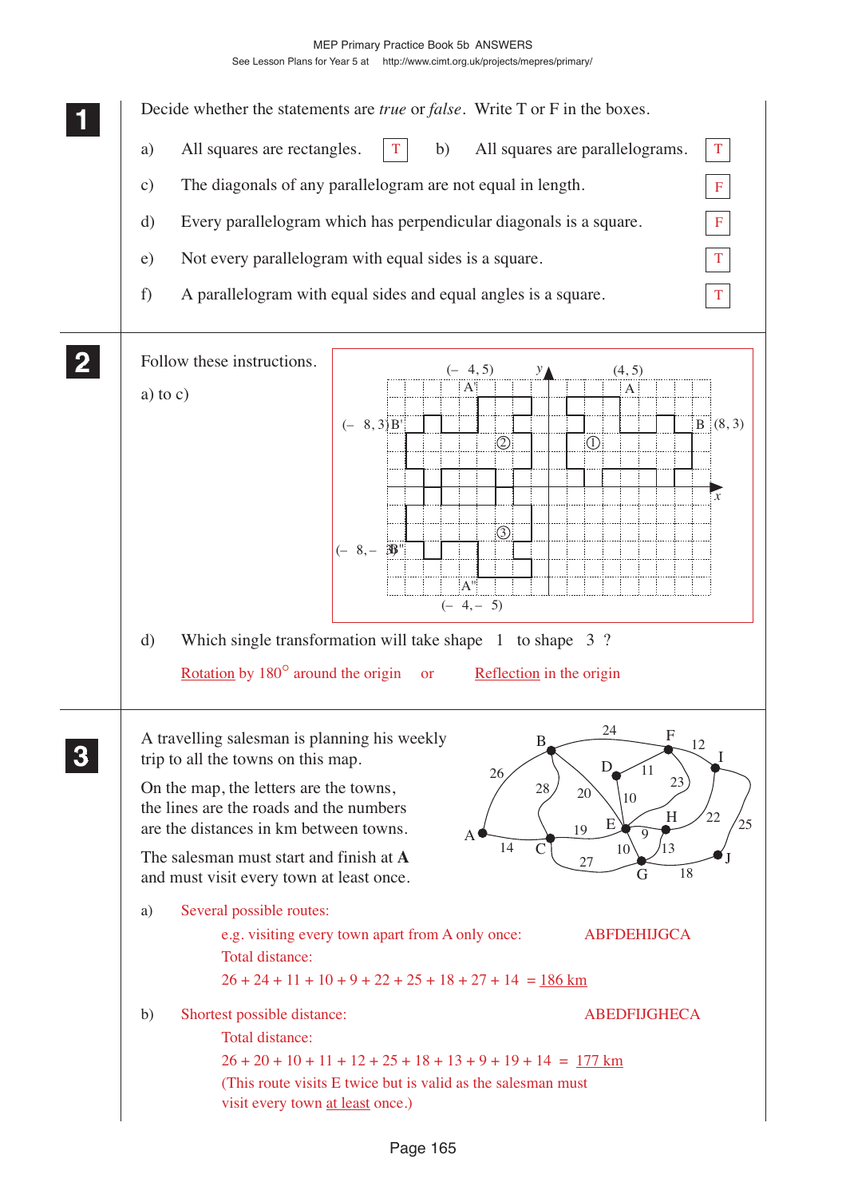**1** Decide whether the statements are *true* or *false*. Write T or F in the boxes.

a) All squares are rectangles. **T**  b) All squares are parallelograms. **T**

c) The diagonals of any parallelogram are not equal in length. **F**

d) Every parallelogram which has perpendicular diagonals is a square. **F**

e) Not every parallelogram with equal sides is a square. **T**

f) A parallelogram with equal sides and equal angles is a square. **T**

**2** Follow these instructions.

a) to c)

(– 4, 5) A'   (4, 5) A

(– 8, 3) B'   B (8, 3)

(– 8, – 3) B''

A'' (– 4, – 5)

d) Which single transformation will take shape 1 to shape 3 ?

Rotation by 180° around the origin or Reflection in the origin

**3** A travelling salesman is planning his weekly trip to all the towns on this map.

On the map, the letters are the towns, the lines are the roads and the numbers are the distances in km between towns.

The salesman must start and finish at **A** and must visit every town at least once.

a) Several possible routes:

e.g. visiting every town apart from A only once: ABFDEHIJGCA

Total distance:

26 + 24 + 11 + 10 + 9 + 22 + 25 + 18 + 27 + 14 = 186 km

b) Shortest possible distance: ABEDFIJGHECA

Total distance:

26 + 20 + 10 + 11 + 12 + 25 + 18 + 13 + 9 + 19 + 14 = 177 km

(This route visits E twice but is valid as the salesman must visit every town at least once.)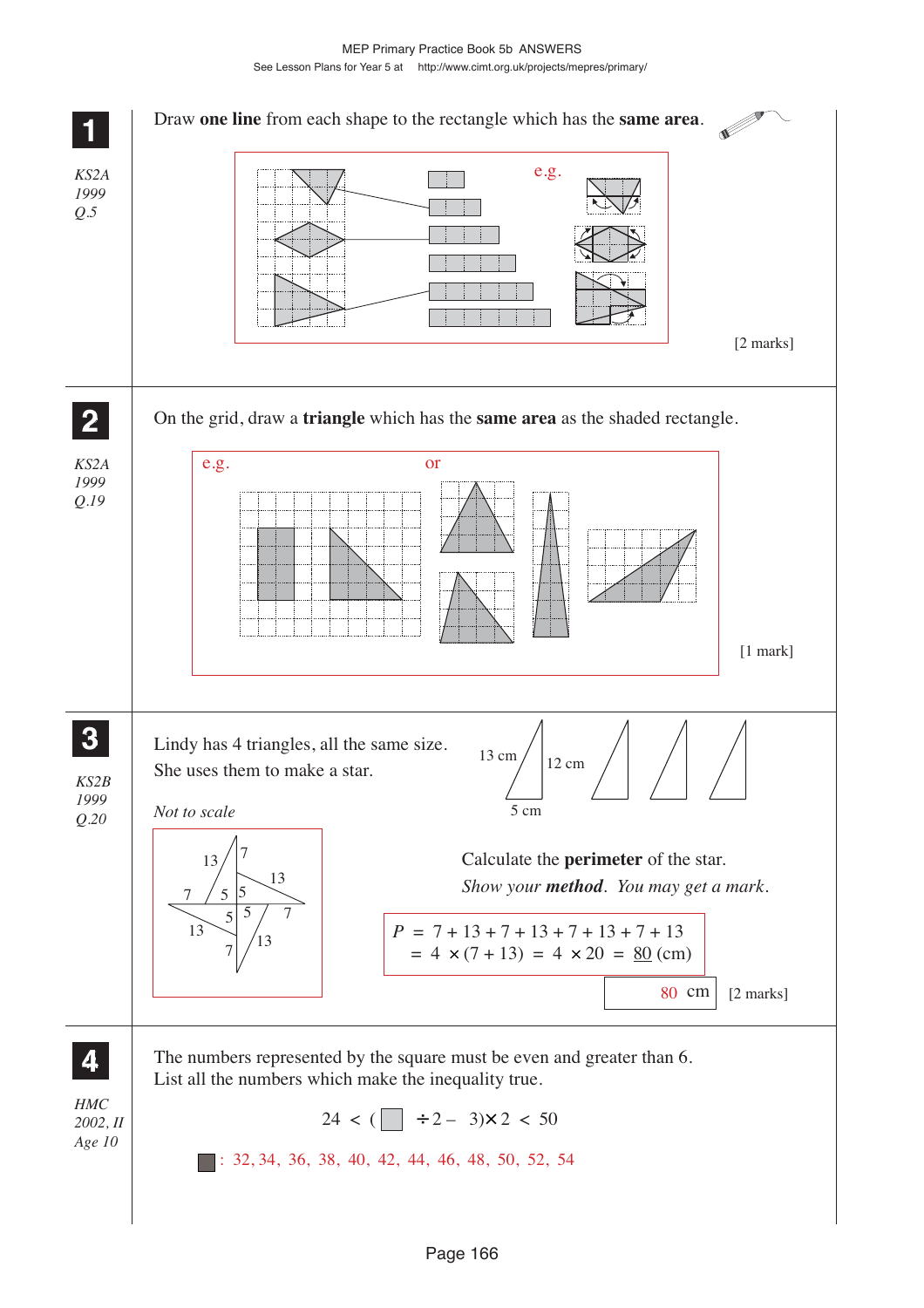**1** *KS2A 1999 Q.5*

Draw **one line** from each shape to the rectangle which has the **same area**.

e.g.

[2 marks]

---

**2** *KS2A 1999 Q.19*

On the grid, draw a **triangle** which has the **same area** as the shaded rectangle.

e.g. or

[1 mark]

---

**3** *KS2B 1999 Q.20*

Lindy has 4 triangles, all the same size.
She uses them to make a star.

13 cm, 12 cm, 5 cm

*Not to scale*

Calculate the **perimeter** of the star.
*Show your* ***method***. *You may get a mark*.

$$P = 7 + 13 + 7 + 13 + 7 + 13 + 7 + 13$$
$$= 4 \times (7 + 13) = 4 \times 20 = \underline{80} \text{ (cm)}$$

80 cm [2 marks]

---

**4** *HMC 2002, II Age 10*

The numbers represented by the square must be even and greater than 6.
List all the numbers which make the inequality true.

$$24 < (\square \div 2 - 3) \times 2 < 50$$

$\square$ : 32, 34, 36, 38, 40, 42, 44, 46, 48, 50, 52, 54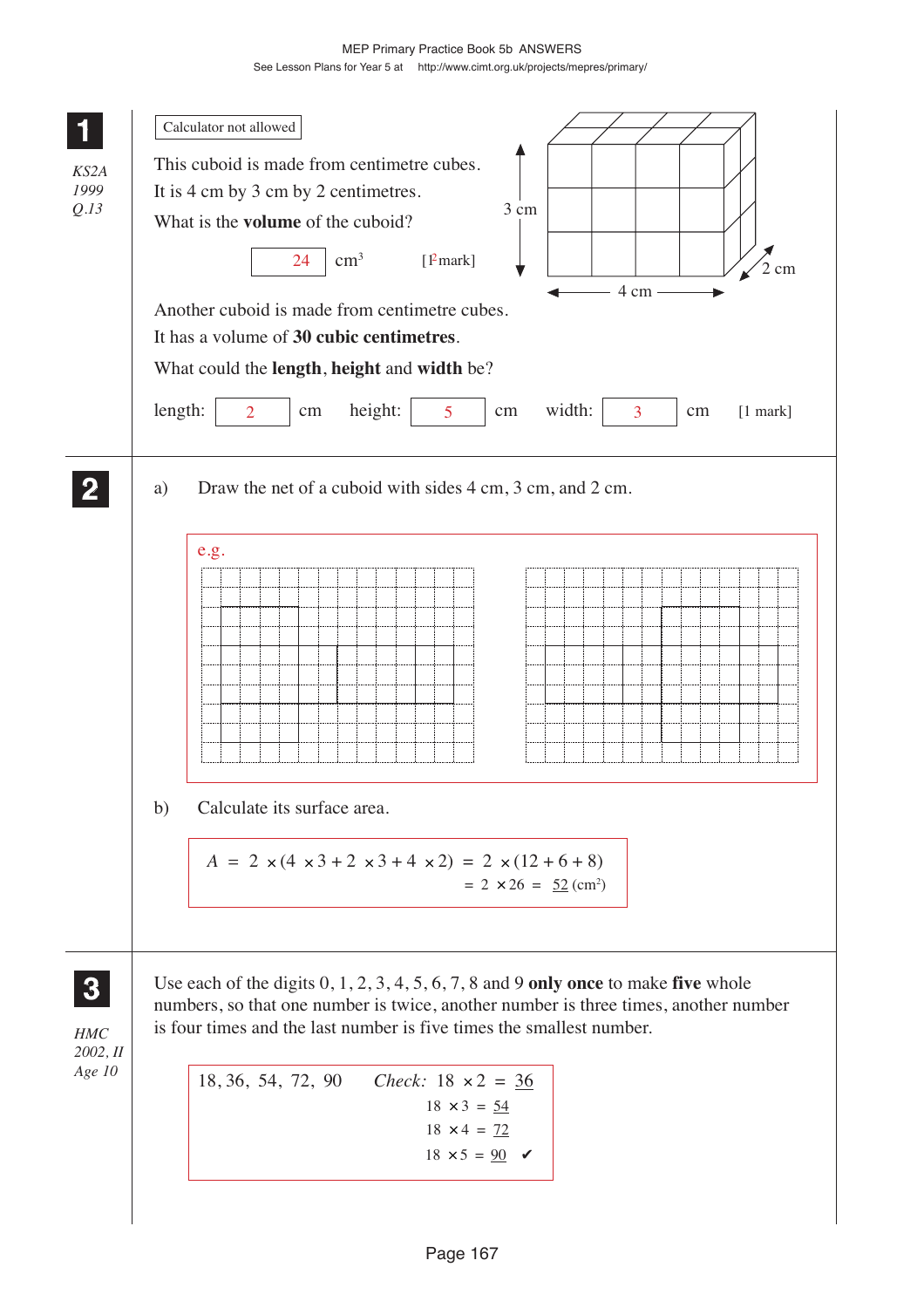**1**

*KS2A 1999 Q.13*

Calculator not allowed

This cuboid is made from centimetre cubes.
It is 4 cm by 3 cm by 2 centimetres.
What is the **volume** of the cuboid?

3 cm &nbsp;&nbsp; 4 cm &nbsp;&nbsp; 2 cm

24 $cm^3$ &nbsp;&nbsp;&nbsp; [1 mark]

Another cuboid is made from centimetre cubes.
It has a volume of **30 cubic centimetres**.
What could the **length**, **height** and **width** be?

length: 2 cm &nbsp;&nbsp; height: 5 cm &nbsp;&nbsp; width: 3 cm &nbsp;&nbsp;&nbsp; [1 mark]

**2**

a) Draw the net of a cuboid with sides 4 cm, 3 cm, and 2 cm.

e.g.

b) Calculate its surface area.

$$A = 2 \times (4 \times 3 + 2 \times 3 + 4 \times 2) = 2 \times (12 + 6 + 8)$$
$$= 2 \times 26 = \underline{52} \text{ (cm}^2\text{)}$$

**3**

*HMC 2002, II Age 10*

Use each of the digits 0, 1, 2, 3, 4, 5, 6, 7, 8 and 9 **only once** to make **five** whole numbers, so that one number is twice, another number is three times, another number is four times and the last number is five times the smallest number.

18, 36, 54, 72, 90

*Check:*
$18 \times 2 = \underline{36}$
$18 \times 3 = \underline{54}$
$18 \times 4 = \underline{72}$
$18 \times 5 = \underline{90}$ ✔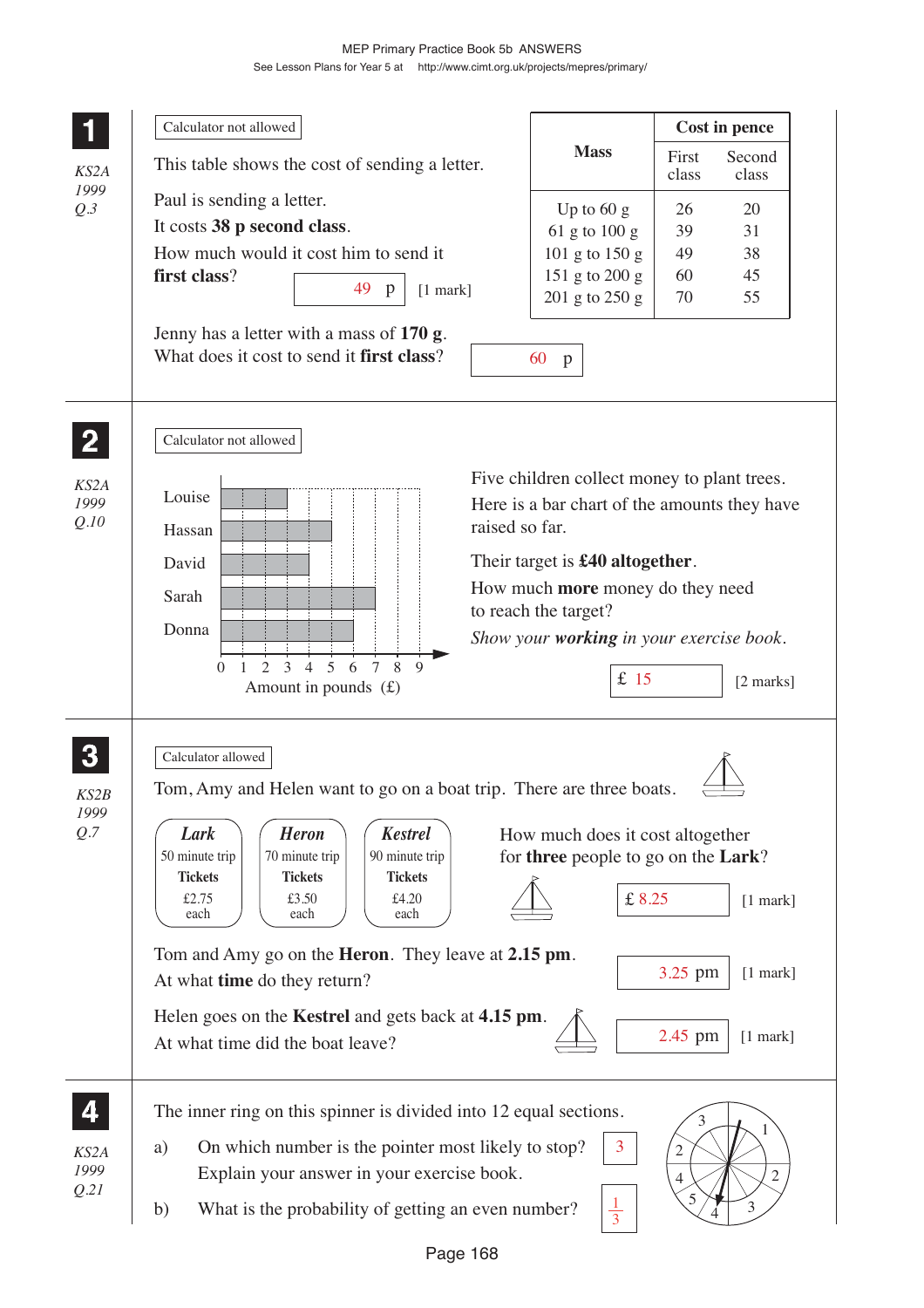## 1

*KS2A 1999 Q.3*

Calculator not allowed

This table shows the cost of sending a letter.

| Mass | Cost in pence | |
|---|---|---|
| | First class | Second class |
| Up to 60 g | 26 | 20 |
| 61 g to 100 g | 39 | 31 |
| 101 g to 150 g | 49 | 38 |
| 151 g to 200 g | 60 | 45 |
| 201 g to 250 g | 70 | 55 |

Paul is sending a letter.
It costs **38 p second class**.
How much would it cost him to send it **first class**?

49 p [1 mark]

Jenny has a letter with a mass of **170 g**.
What does it cost to send it **first class**?

60 p

## 2

*KS2A 1999 Q.10*

Calculator not allowed

Bar chart: Amount in pounds (£), scale 0 to 9.

- Louise: 3
- Hassan: 5
- David: 4
- Sarah: 7
- Donna: 6

Five children collect money to plant trees.
Here is a bar chart of the amounts they have raised so far.

Their target is **£40 altogether**.

How much **more** money do they need to reach the target?

*Show your **working** in your exercise book.*

£ 15 [2 marks]

## 3

*KS2B 1999 Q.7*

Calculator allowed

Tom, Amy and Helen want to go on a boat trip. There are three boats.

| ***Lark*** | ***Heron*** | ***Kestrel*** |
|---|---|---|
| 50 minute trip | 70 minute trip | 90 minute trip |
| **Tickets** | **Tickets** | **Tickets** |
| £2.75 each | £3.50 each | £4.20 each |

How much does it cost altogether for **three** people to go on the **Lark**?

£ 8.25 [1 mark]

Tom and Amy go on the **Heron**. They leave at **2.15 pm**.
At what **time** do they return?

3.25 pm [1 mark]

Helen goes on the **Kestrel** and gets back at **4.15 pm**.
At what time did the boat leave?

2.45 pm [1 mark]

## 4

*KS2A 1999 Q.21*

The inner ring on this spinner is divided into 12 equal sections.

a) On which number is the pointer most likely to stop?
Explain your answer in your exercise book.

3

b) What is the probability of getting an even number?

$\frac{1}{3}$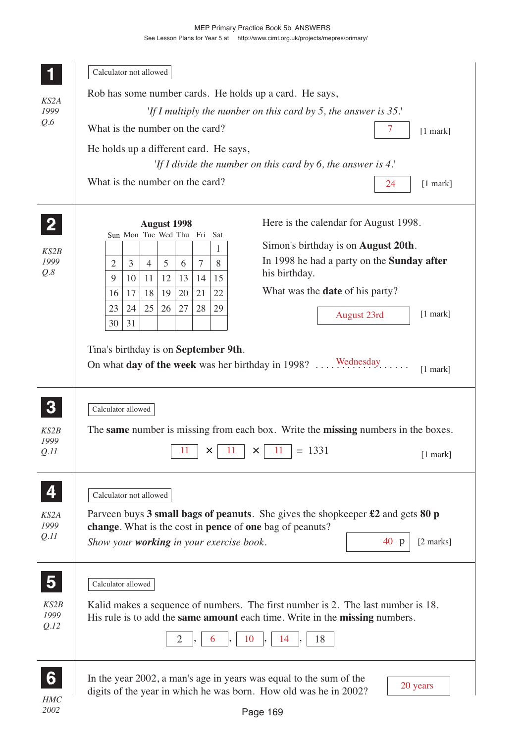## 1

*KS2A 1999 Q.6*

Calculator not allowed

Rob has some number cards. He holds up a card. He says,

*'If I multiply the number on this card by 5, the answer is 35.'*

What is the number on the card? **7** [1 mark]

He holds up a different card. He says,

*'If I divide the number on this card by 6, the answer is 4.'*

What is the number on the card? **24** [1 mark]

## 2

*KS2B 1999 Q.8*

**August 1998**

| Sun | Mon | Tue | Wed | Thu | Fri | Sat |
|---|---|---|---|---|---|---|
| | | | | | | 1 |
| 2 | 3 | 4 | 5 | 6 | 7 | 8 |
| 9 | 10 | 11 | 12 | 13 | 14 | 15 |
| 16 | 17 | 18 | 19 | 20 | 21 | 22 |
| 23 | 24 | 25 | 26 | 27 | 28 | 29 |
| 30 | 31 | | | | | |

Here is the calendar for August 1998.

Simon's birthday is on **August 20th**.

In 1998 he had a party on the **Sunday after** his birthday.

What was the **date** of his party? **August 23rd** [1 mark]

Tina's birthday is on **September 9th**.

On what **day of the week** was her birthday in 1998? . . . . **Wednesday** . . . . [1 mark]

## 3

*KS2B 1999 Q.11*

Calculator allowed

The **same** number is missing from each box. Write the **missing** numbers in the boxes.

$$11 \times 11 \times 11 = 1331$$

[1 mark]

## 4

*KS2A 1999 Q.11*

Calculator not allowed

Parveen buys **3 small bags of peanuts**. She gives the shopkeeper **£2** and gets **80 p change**. What is the cost in **pence** of **one** bag of peanuts?

*Show your **working** in your exercise book.* **40** p [2 marks]

## 5

*KS2B 1999 Q.12*

Calculator allowed

Kalid makes a sequence of numbers. The first number is 2. The last number is 18.
His rule is to add the **same amount** each time. Write in the **missing** numbers.

2, **6**, **10**, **14**, 18

## 6

*HMC 2002*

In the year 2002, a man's age in years was equal to the sum of the digits of the year in which he was born. How old was he in 2002? **20 years**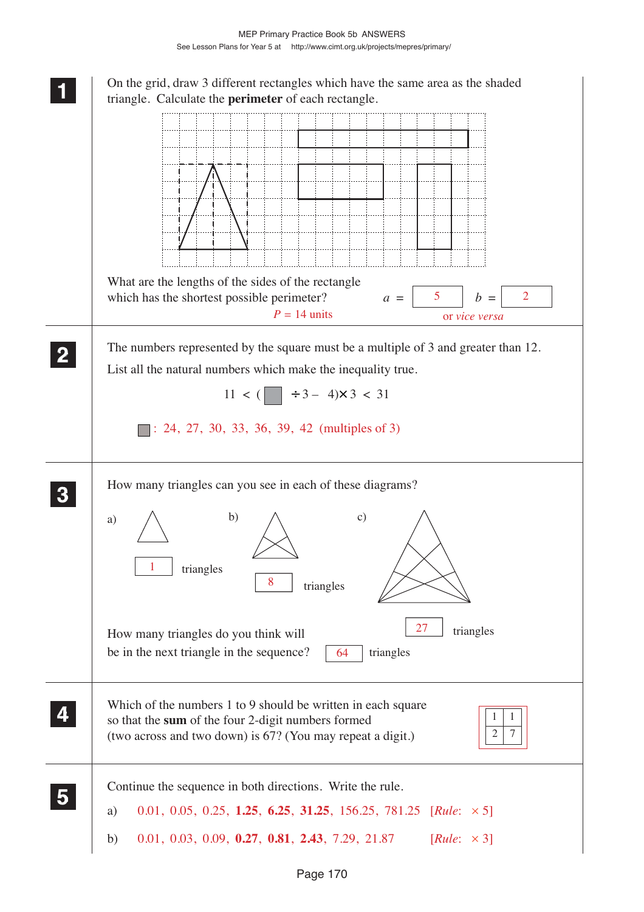**1** On the grid, draw 3 different rectangles which have the same area as the shaded triangle. Calculate the **perimeter** of each rectangle.

What are the lengths of the sides of the rectangle which has the shortest possible perimeter? $a$ = 5 $b$ = 2

$P$ = 14 units or *vice versa*

**2** The numbers represented by the square must be a multiple of 3 and greater than 12.

List all the natural numbers which make the inequality true.

$$11 < (\square \div 3 - 4) \times 3 < 31$$

$\square$: 24, 27, 30, 33, 36, 39, 42 (multiples of 3)

**3** How many triangles can you see in each of these diagrams?

a) 1 triangles

b) 8 triangles

c) 27 triangles

How many triangles do you think will be in the next triangle in the sequence? 64 triangles

**4** Which of the numbers 1 to 9 should be written in each square so that the **sum** of the four 2-digit numbers formed (two across and two down) is 67? (You may repeat a digit.)

| 1 | 1 |
|---|---|
| 2 | 7 |

**5** Continue the sequence in both directions. Write the rule.

a) 0.01, 0.05, 0.25, **1.25**, **6.25**, **31.25**, 156.25, 781.25 [*Rule*: × 5]

b) 0.01, 0.03, 0.09, **0.27**, **0.81**, **2.43**, 7.29, 21.87 [*Rule*: × 3]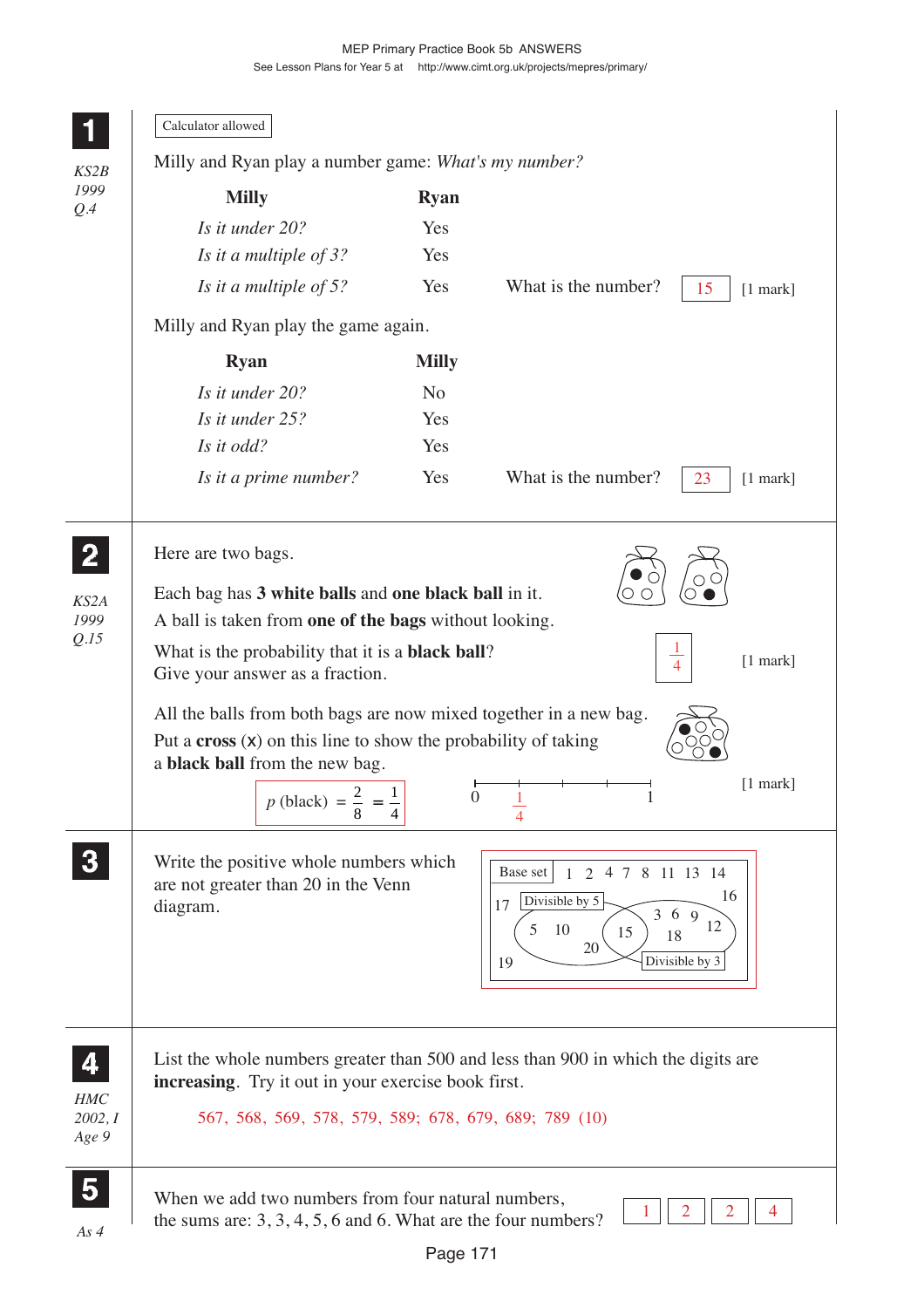MEP Primary Practice Book 5b ANSWERS

See Lesson Plans for Year 5 at http://www.cimt.org.uk/projects/mepres/primary/

## 1

*KS2B 1999 Q.4*

Calculator allowed

Milly and Ryan play a number game: *What's my number?*

| Milly | Ryan |
|---|---|
| *Is it under 20?* | Yes |
| *Is it a multiple of 3?* | Yes |
| *Is it a multiple of 5?* | Yes |

What is the number? **15** [1 mark]

Milly and Ryan play the game again.

| Ryan | Milly |
|---|---|
| *Is it under 20?* | No |
| *Is it under 25?* | Yes |
| *Is it odd?* | Yes |
| *Is it a prime number?* | Yes |

What is the number? **23** [1 mark]

## 2

*KS2A 1999 Q.15*

Here are two bags.

Each bag has **3 white balls** and **one black ball** in it.

A ball is taken from **one of the bags** without looking.

What is the probability that it is a **black ball**? Give your answer as a fraction. $\frac{1}{4}$ [1 mark]

All the balls from both bags are now mixed together in a new bag.

Put a **cross** (x) on this line to show the probability of taking a **black ball** from the new bag. [1 mark]

Number line from 0 to 1, marked at $\frac{1}{4}$.

$p\text{ (black)} = \frac{2}{8} = \frac{1}{4}$

## 3

Write the positive whole numbers which are not greater than 20 in the Venn diagram.

Base set: 1, 2, 4, 7, 8, 11, 13, 14, 16, 17, 19 (outside both sets)

Divisible by 5 only: 5, 10, 20

Divisible by 5 and by 3: 15

Divisible by 3 only: 3, 6, 9, 12, 18

## 4

*HMC 2002, I Age 9*

List the whole numbers greater than 500 and less than 900 in which the digits are **increasing**. Try it out in your exercise book first.

567, 568, 569, 578, 579, 589; 678, 679, 689; 789 (10)

## 5

*As 4*

When we add two numbers from four natural numbers, the sums are: 3, 3, 4, 5, 6 and 6. What are the four numbers?

**1** **2** **2** **4**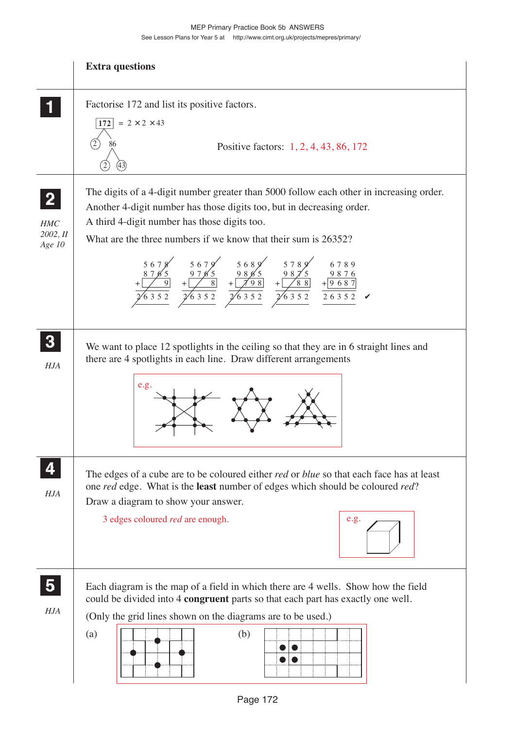## Extra questions

**1**

Factorise 172 and list its positive factors.

$172 = 2 \times 2 \times 43$

172 → 2, 86; 86 → 2, 43

Positive factors: 1, 2, 4, 43, 86, 172

**2**

*HMC 2002, II Age 10*

The digits of a 4-digit number greater than 5000 follow each other in increasing order. Another 4-digit number has those digits too, but in decreasing order. A third 4-digit number has those digits too.

What are the three numbers if we know that their sum is 26352?

```
  5 6 7 8     5 6 7 9     5 6 8 9     5 7 8 9     6 7 8 9
  8 7 6 5     9 7 6 5     9 8 6 5     9 8 7 5     9 8 7 6
+       9   +       8   +   7 9 8   +     8 8   + 9 6 8 7
2 6 3 5 2   2 6 3 5 2   2 6 3 5 2   2 6 3 5 2   2 6 3 5 2  ✔
```

**3**

*HJA*

We want to place 12 spotlights in the ceiling so that they are in 6 straight lines and there are 4 spotlights in each line. Draw different arrangements

e.g.

**4**

*HJA*

The edges of a cube are to be coloured either *red* or *blue* so that each face has at least one *red* edge. What is the **least** number of edges which should be coloured *red*?

Draw a diagram to show your answer.

3 edges coloured *red* are enough.

e.g.

**5**

*HJA*

Each diagram is the map of a field in which there are 4 wells. Show how the field could be divided into 4 **congruent** parts so that each part has exactly one well.

(Only the grid lines shown on the diagrams are to be used.)

(a)

(b)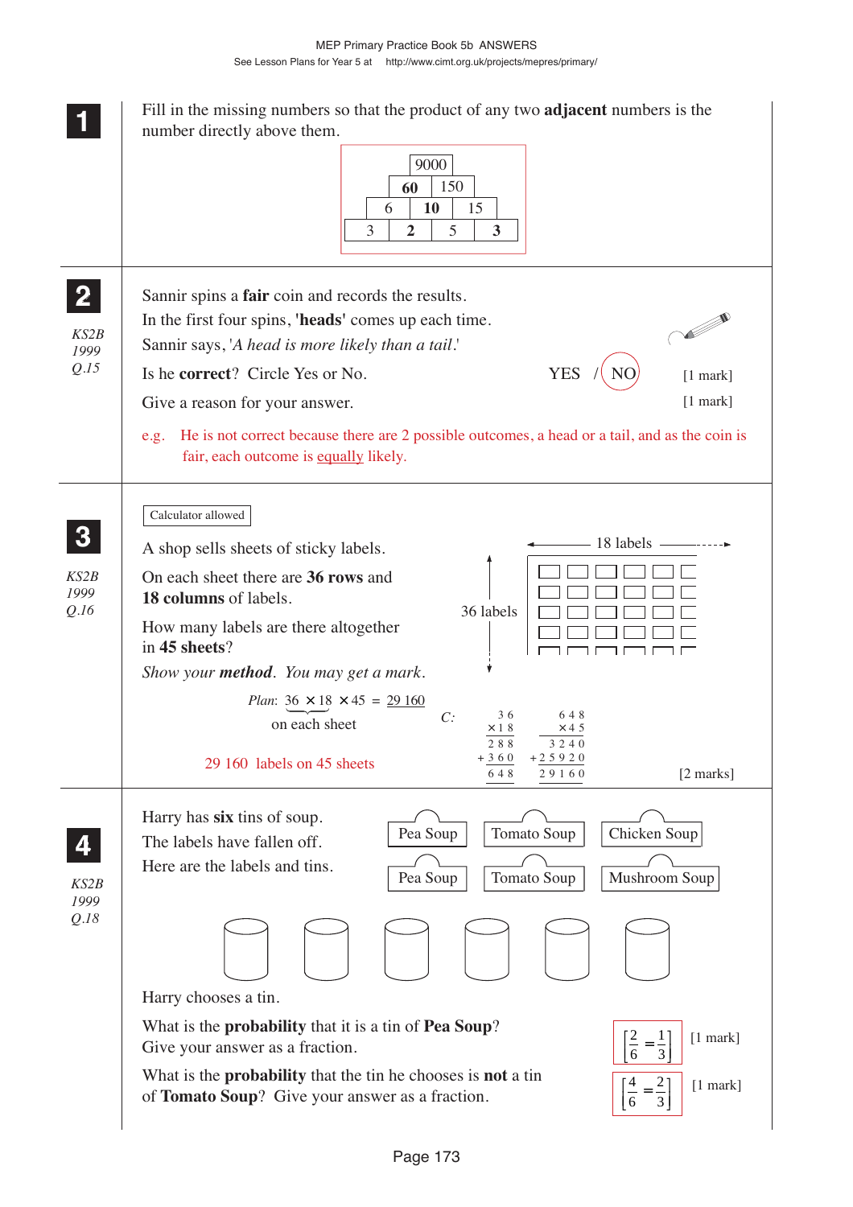## 1

Fill in the missing numbers so that the product of any two **adjacent** numbers is the number directly above them.

| | | | 9000 | | | |
|---|---|---|---|---|---|---|
| | | **60** | | 150 | | |
| | 6 | | **10** | | 15 | |
| 3 | | **2** | | 5 | | **3** |

## 2

*KS2B 1999 Q.15*

Sannir spins a **fair** coin and records the results.

In the first four spins, **'heads'** comes up each time.

Sannir says, '*A head is more likely than a tail*.'

Is he **correct**? Circle Yes or No. YES / (NO) [1 mark]

Give a reason for your answer. [1 mark]

e.g. He is not correct because there are 2 possible outcomes, a head or a tail, and as the coin is fair, each outcome is <u>equally</u> likely.

## 3

*KS2B 1999 Q.16*

Calculator allowed

A shop sells sheets of sticky labels.

On each sheet there are **36 rows** and **18 columns** of labels.

(18 labels across, 36 labels down)

How many labels are there altogether in **45 sheets**?

*Show your **method**. You may get a mark.*

*Plan*: $36 \times 18 \times 45 = 29\,160$ ($36 \times 18$ on each sheet)

*C:*

```
   3 6          6 4 8
 × 1 8        ×   4 5
 -----        -------
   2 8 8        3 2 4 0
 + 3 6 0    + 2 5 9 2 0
 -----        -------
   6 4 8      2 9 1 6 0
```

29 160 labels on 45 sheets [2 marks]

## 4

*KS2B 1999 Q.18*

Harry has **six** tins of soup.

The labels have fallen off.

Here are the labels and tins.

Pea Soup, Tomato Soup, Chicken Soup, Pea Soup, Tomato Soup, Mushroom Soup

Harry chooses a tin.

What is the **probability** that it is a tin of **Pea Soup**?
Give your answer as a fraction. $\left[\frac{2}{6} = \frac{1}{3}\right]$ [1 mark]

What is the **probability** that the tin he chooses is **not** a tin of **Tomato Soup**? Give your answer as a fraction. $\left[\frac{4}{6} = \frac{2}{3}\right]$ [1 mark]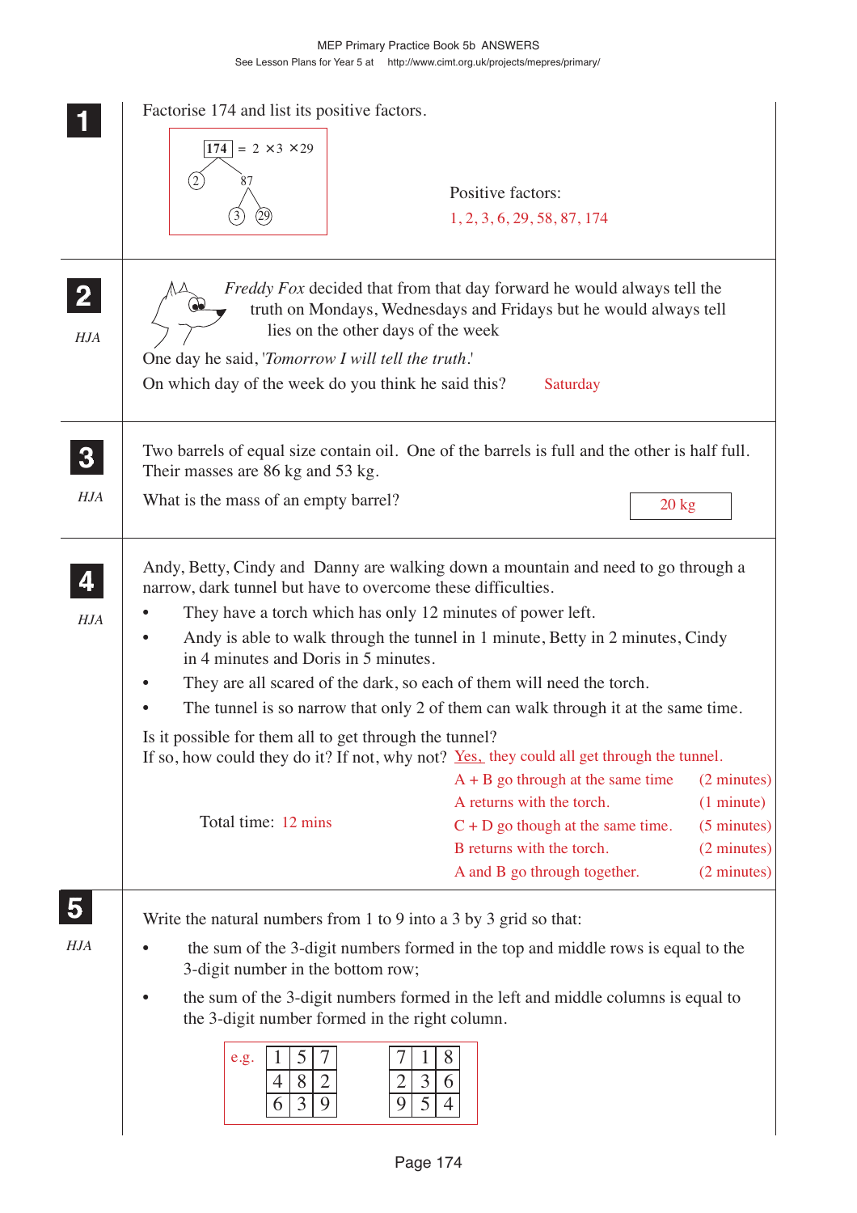**1** Factorise 174 and list its positive factors.

$174 = 2 \times 3 \times 29$

174 → 2, 87; 87 → 3, 29

Positive factors:
1, 2, 3, 6, 29, 58, 87, 174

**2** *HJA*

*Freddy Fox* decided that from that day forward he would always tell the truth on Mondays, Wednesdays and Fridays but he would always tell lies on the other days of the week

One day he said, '*Tomorrow I will tell the truth*.'

On which day of the week do you think he said this? Saturday

**3** *HJA*

Two barrels of equal size contain oil. One of the barrels is full and the other is half full. Their masses are 86 kg and 53 kg.

What is the mass of an empty barrel? 20 kg

**4** *HJA*

Andy, Betty, Cindy and Danny are walking down a mountain and need to go through a narrow, dark tunnel but have to overcome these difficulties.

- They have a torch which has only 12 minutes of power left.
- Andy is able to walk through the tunnel in 1 minute, Betty in 2 minutes, Cindy in 4 minutes and Doris in 5 minutes.
- They are all scared of the dark, so each of them will need the torch.
- The tunnel is so narrow that only 2 of them can walk through it at the same time.

Is it possible for them all to get through the tunnel?
If so, how could they do it? If not, why not? Yes, they could all get through the tunnel.

A + B go through at the same time (2 minutes)
A returns with the torch. (1 minute)
C + D go though at the same time. (5 minutes)
B returns with the torch. (2 minutes)
A and B go through together. (2 minutes)

Total time: 12 mins

**5** *HJA*

Write the natural numbers from 1 to 9 into a 3 by 3 grid so that:

- the sum of the 3-digit numbers formed in the top and middle rows is equal to the 3-digit number in the bottom row;
- the sum of the 3-digit numbers formed in the left and middle columns is equal to the 3-digit number formed in the right column.

e.g.

| 1 | 5 | 7 |
|---|---|---|
| 4 | 8 | 2 |
| 6 | 3 | 9 |

| 7 | 1 | 8 |
|---|---|---|
| 2 | 3 | 6 |
| 9 | 5 | 4 |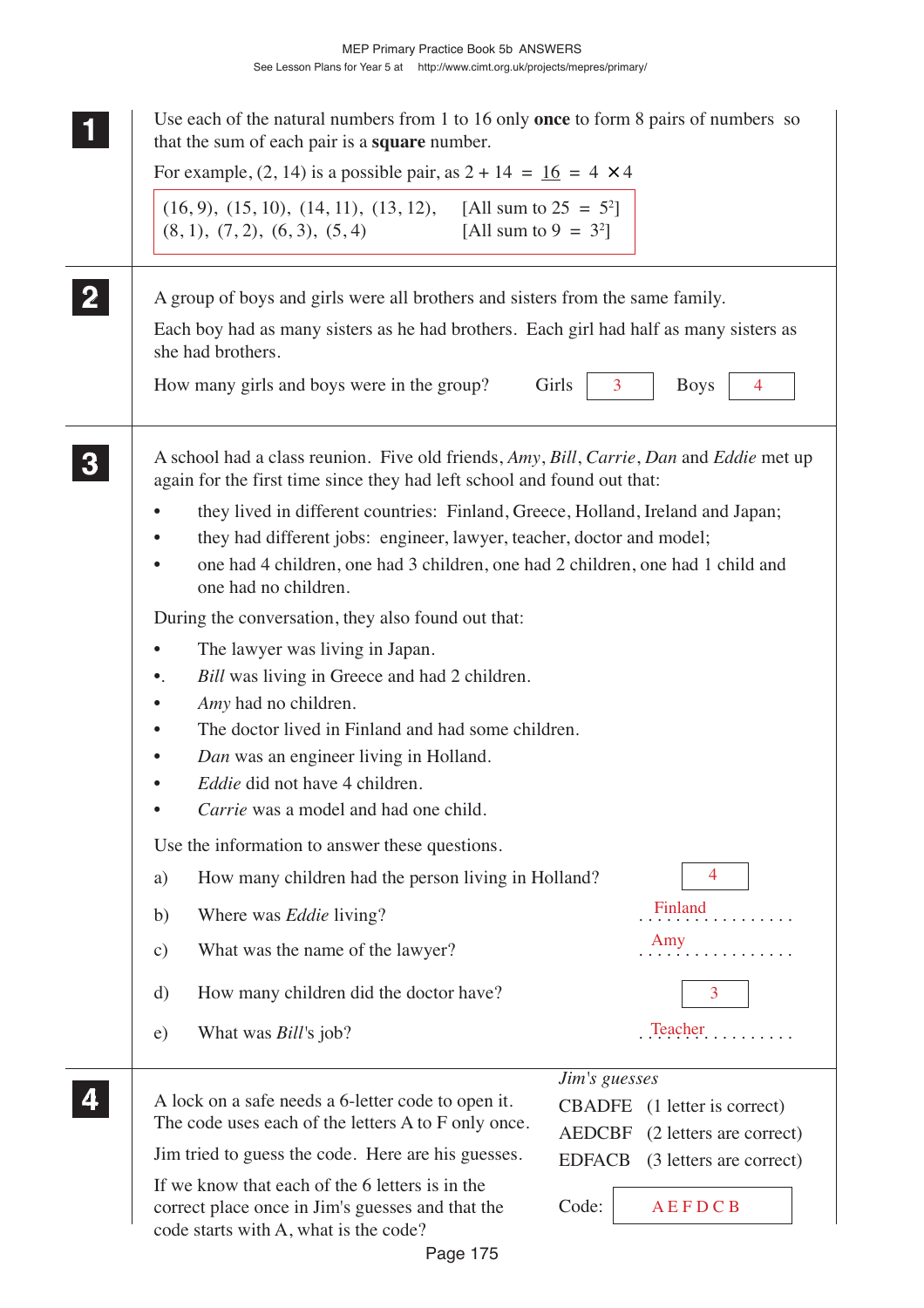**1**

Use each of the natural numbers from 1 to 16 only **once** to form 8 pairs of numbers so that the sum of each pair is a **square** number.

For example, (2, 14) is a possible pair, as $2 + 14 = \underline{16} = 4 \times 4$

(16, 9), (15, 10), (14, 11), (13, 12), [All sum to $25 = 5^2$]
(8, 1), (7, 2), (6, 3), (5, 4) [All sum to $9 = 3^2$]

**2**

A group of boys and girls were all brothers and sisters from the same family.

Each boy had as many sisters as he had brothers. Each girl had half as many sisters as she had brothers.

How many girls and boys were in the group? Girls: 3 Boys: 4

**3**

A school had a class reunion. Five old friends, *Amy*, *Bill*, *Carrie*, *Dan* and *Eddie* met up again for the first time since they had left school and found out that:

- they lived in different countries: Finland, Greece, Holland, Ireland and Japan;
- they had different jobs: engineer, lawyer, teacher, doctor and model;
- one had 4 children, one had 3 children, one had 2 children, one had 1 child and one had no children.

During the conversation, they also found out that:

- The lawyer was living in Japan.
- *Bill* was living in Greece and had 2 children.
- *Amy* had no children.
- The doctor lived in Finland and had some children.
- *Dan* was an engineer living in Holland.
- *Eddie* did not have 4 children.
- *Carrie* was a model and had one child.

Use the information to answer these questions.

a) How many children had the person living in Holland? 4

b) Where was *Eddie* living? Finland

c) What was the name of the lawyer? Amy

d) How many children did the doctor have? 3

e) What was *Bill*'s job? Teacher

**4**

A lock on a safe needs a 6-letter code to open it. The code uses each of the letters A to F only once.

Jim tried to guess the code. Here are his guesses.

*Jim's guesses*

CBADFE (1 letter is correct)
AEDCBF (2 letters are correct)
EDFACB (3 letters are correct)

If we know that each of the 6 letters is in the correct place once in Jim's guesses and that the code starts with A, what is the code?

Code: A E F D C B